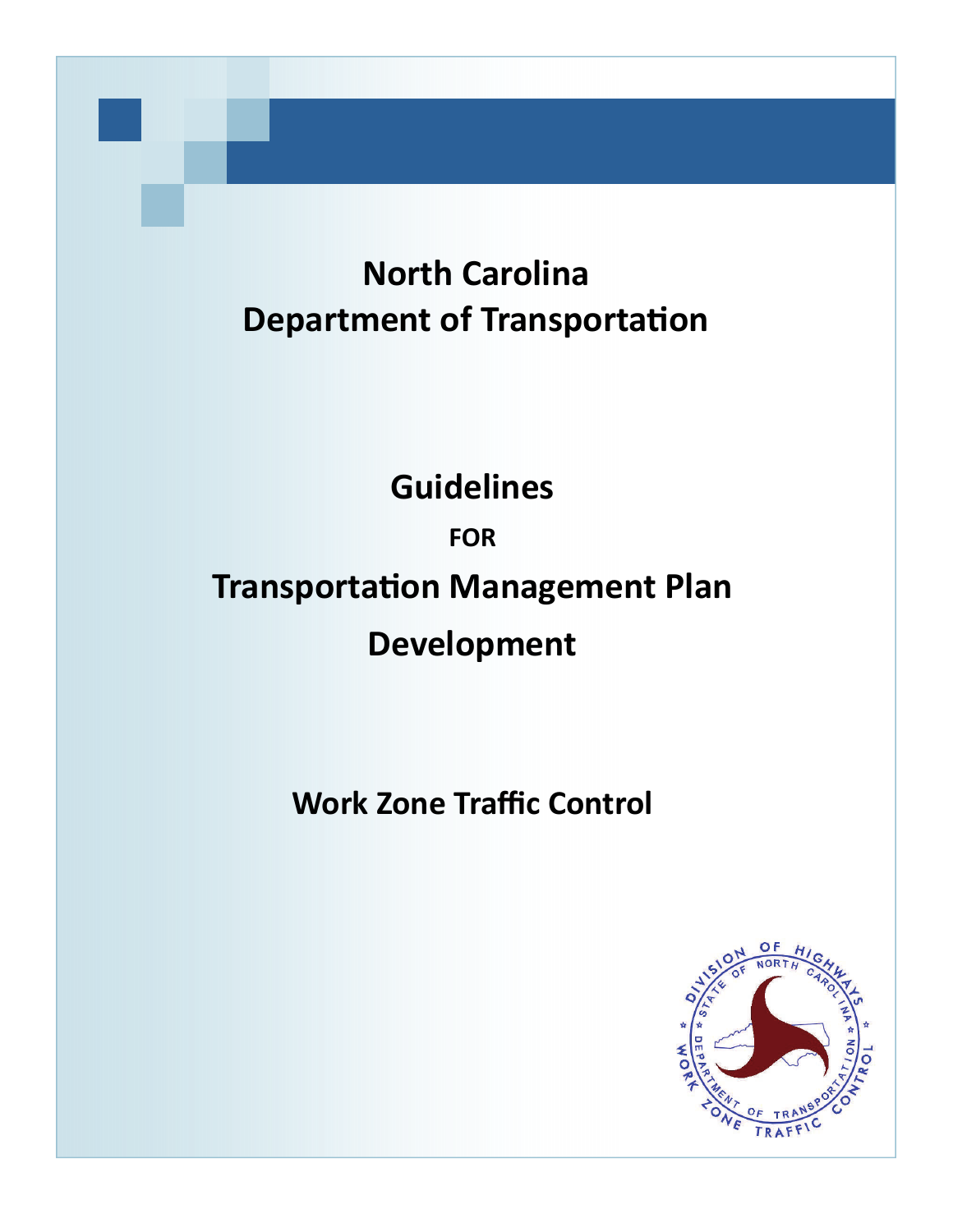# North Carolina Department of Transportation

# Guidelines

## FOR

# Transportation Management Plan Development

## Work Zone Traffic Control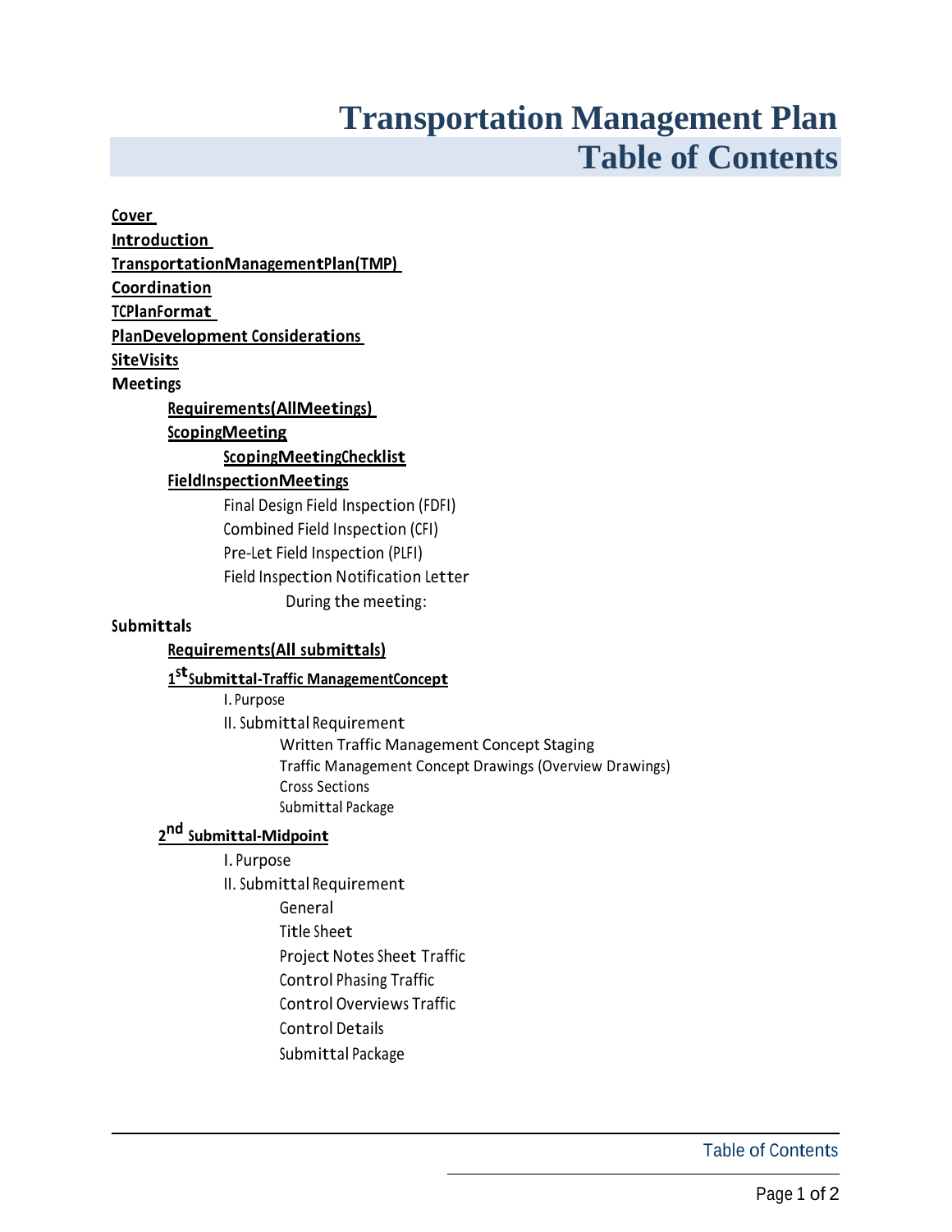# Transportation Management Plan
# Table of Contents

**Cover**

**Introduction**

**TransportationManagementPlan(TMP)**

**Coordination**

**TCPlanFormat**

**PlanDevelopment Considerations**

**SiteVisits**

**Meetings**

- **Requirements(AllMeetings)**
- **ScopingMeeting**
  - **ScopingMeetingChecklist**
- **FieldInspectionMeetings**
  - Final Design Field Inspection (FDFI)
  - Combined Field Inspection (CFI)
  - Pre-Let Field Inspection (PLFI)
  - Field Inspection Notification Letter
    - During the meeting:

**Submittals**

- **Requirements(All submittals)**
- **1st Submittal-Traffic ManagementConcept**
  - I. Purpose
  - II. Submittal Requirement
    - Written Traffic Management Concept Staging
    - Traffic Management Concept Drawings (Overview Drawings)
    - Cross Sections
    - Submittal Package
- **2nd Submittal-Midpoint**
  - I. Purpose
  - II. Submittal Requirement
    - General
    - Title Sheet
    - Project Notes Sheet Traffic
    - Control Phasing Traffic
    - Control Overviews Traffic
    - Control Details
    - Submittal Package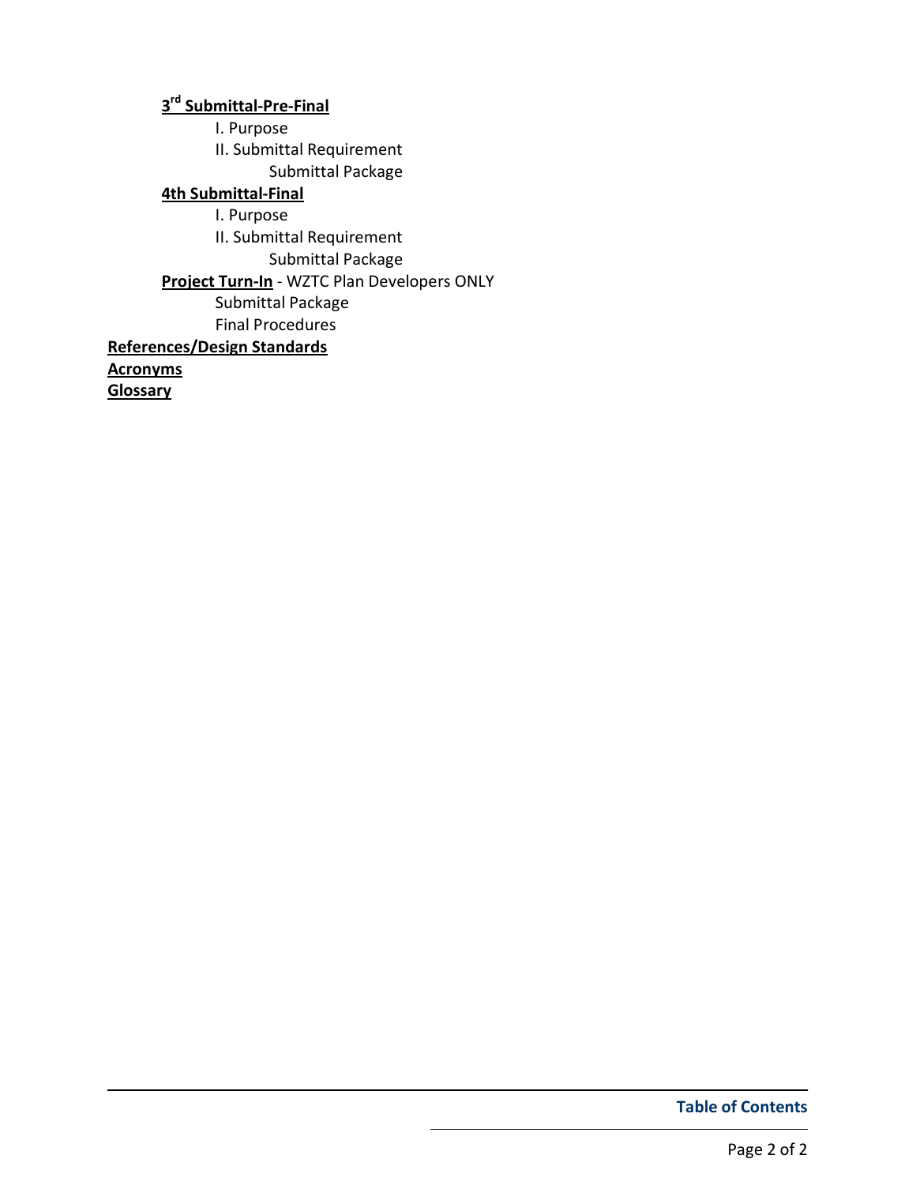**3rd Submittal-Pre-Final**

- I. Purpose
- II. Submittal Requirement
  - Submittal Package

**4th Submittal-Final**

- I. Purpose
- II. Submittal Requirement
  - Submittal Package

**Project Turn-In** - WZTC Plan Developers ONLY

- Submittal Package
- Final Procedures

**References/Design Standards**

**Acronyms**

**Glossary**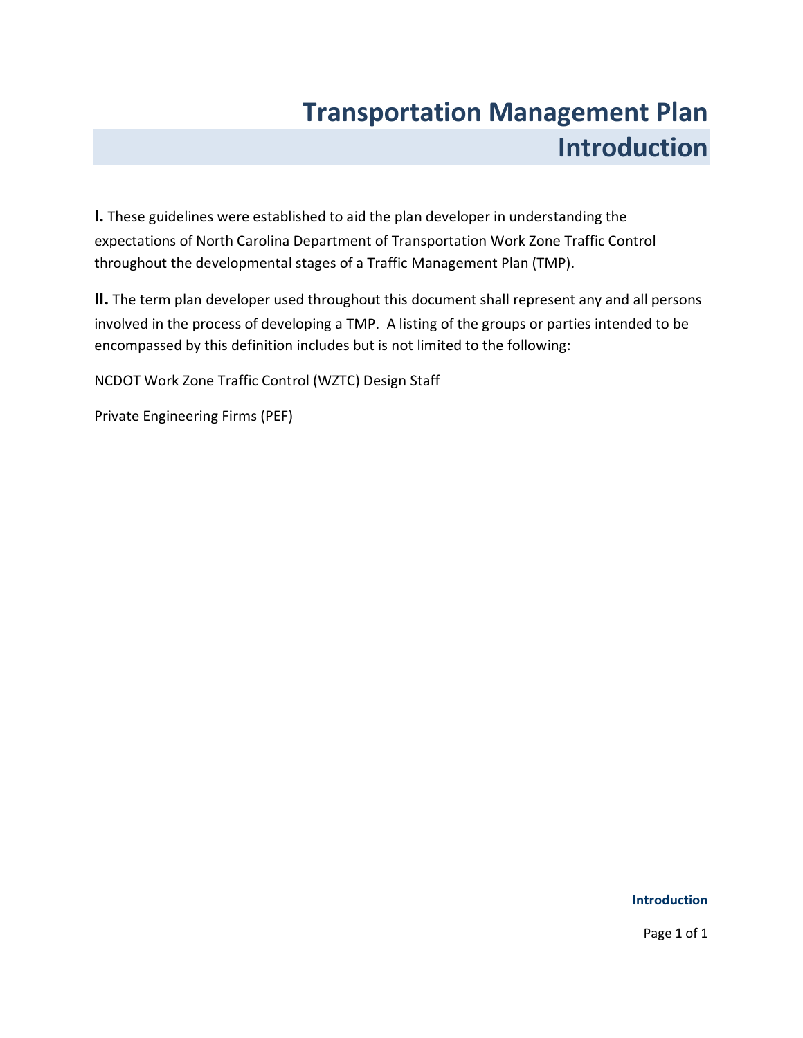# Transportation Management Plan Introduction

**I.** These guidelines were established to aid the plan developer in understanding the expectations of North Carolina Department of Transportation Work Zone Traffic Control throughout the developmental stages of a Traffic Management Plan (TMP).

**II.** The term plan developer used throughout this document shall represent any and all persons involved in the process of developing a TMP. A listing of the groups or parties intended to be encompassed by this definition includes but is not limited to the following:

NCDOT Work Zone Traffic Control (WZTC) Design Staff

Private Engineering Firms (PEF)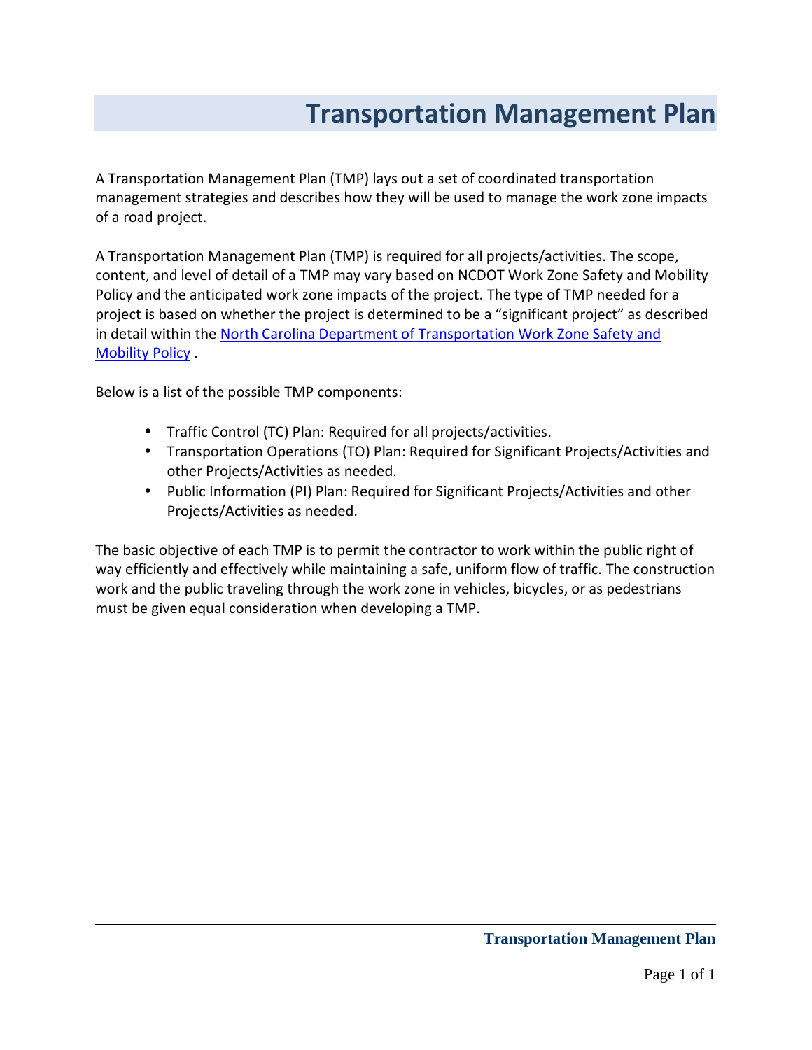# Transportation Management Plan

A Transportation Management Plan (TMP) lays out a set of coordinated transportation management strategies and describes how they will be used to manage the work zone impacts of a road project.

A Transportation Management Plan (TMP) is required for all projects/activities. The scope, content, and level of detail of a TMP may vary based on NCDOT Work Zone Safety and Mobility Policy and the anticipated work zone impacts of the project. The type of TMP needed for a project is based on whether the project is determined to be a "significant project" as described in detail within the North Carolina Department of Transportation Work Zone Safety and Mobility Policy .

Below is a list of the possible TMP components:

- Traffic Control (TC) Plan: Required for all projects/activities.
- Transportation Operations (TO) Plan: Required for Significant Projects/Activities and other Projects/Activities as needed.
- Public Information (PI) Plan: Required for Significant Projects/Activities and other Projects/Activities as needed.

The basic objective of each TMP is to permit the contractor to work within the public right of way efficiently and effectively while maintaining a safe, uniform flow of traffic. The construction work and the public traveling through the work zone in vehicles, bicycles, or as pedestrians must be given equal consideration when developing a TMP.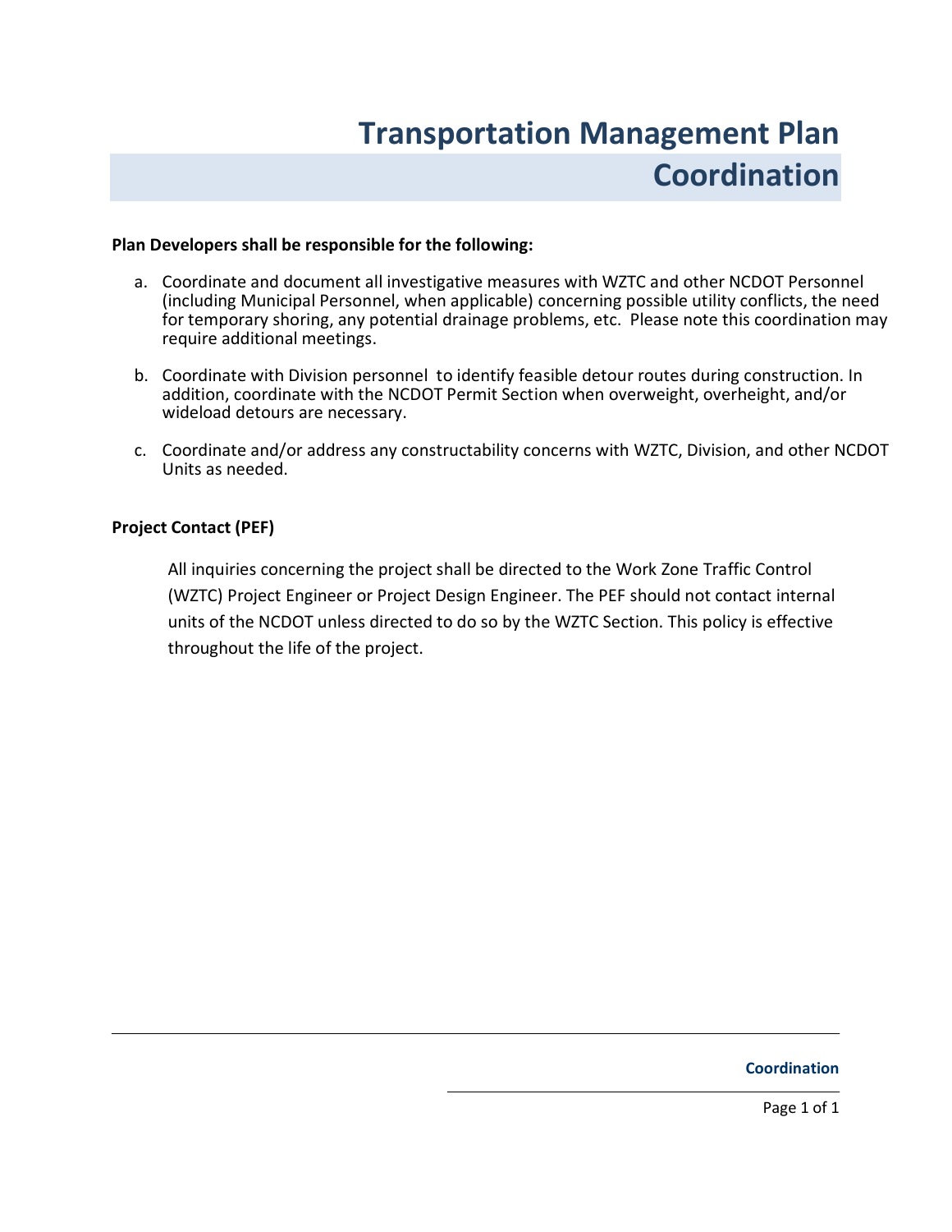# Transportation Management Plan Coordination

**Plan Developers shall be responsible for the following:**

a. Coordinate and document all investigative measures with WZTC and other NCDOT Personnel (including Municipal Personnel, when applicable) concerning possible utility conflicts, the need for temporary shoring, any potential drainage problems, etc. Please note this coordination may require additional meetings.

b. Coordinate with Division personnel to identify feasible detour routes during construction. In addition, coordinate with the NCDOT Permit Section when overweight, overheight, and/or wideload detours are necessary.

c. Coordinate and/or address any constructability concerns with WZTC, Division, and other NCDOT Units as needed.

**Project Contact (PEF)**

All inquiries concerning the project shall be directed to the Work Zone Traffic Control (WZTC) Project Engineer or Project Design Engineer. The PEF should not contact internal units of the NCDOT unless directed to do so by the WZTC Section. This policy is effective throughout the life of the project.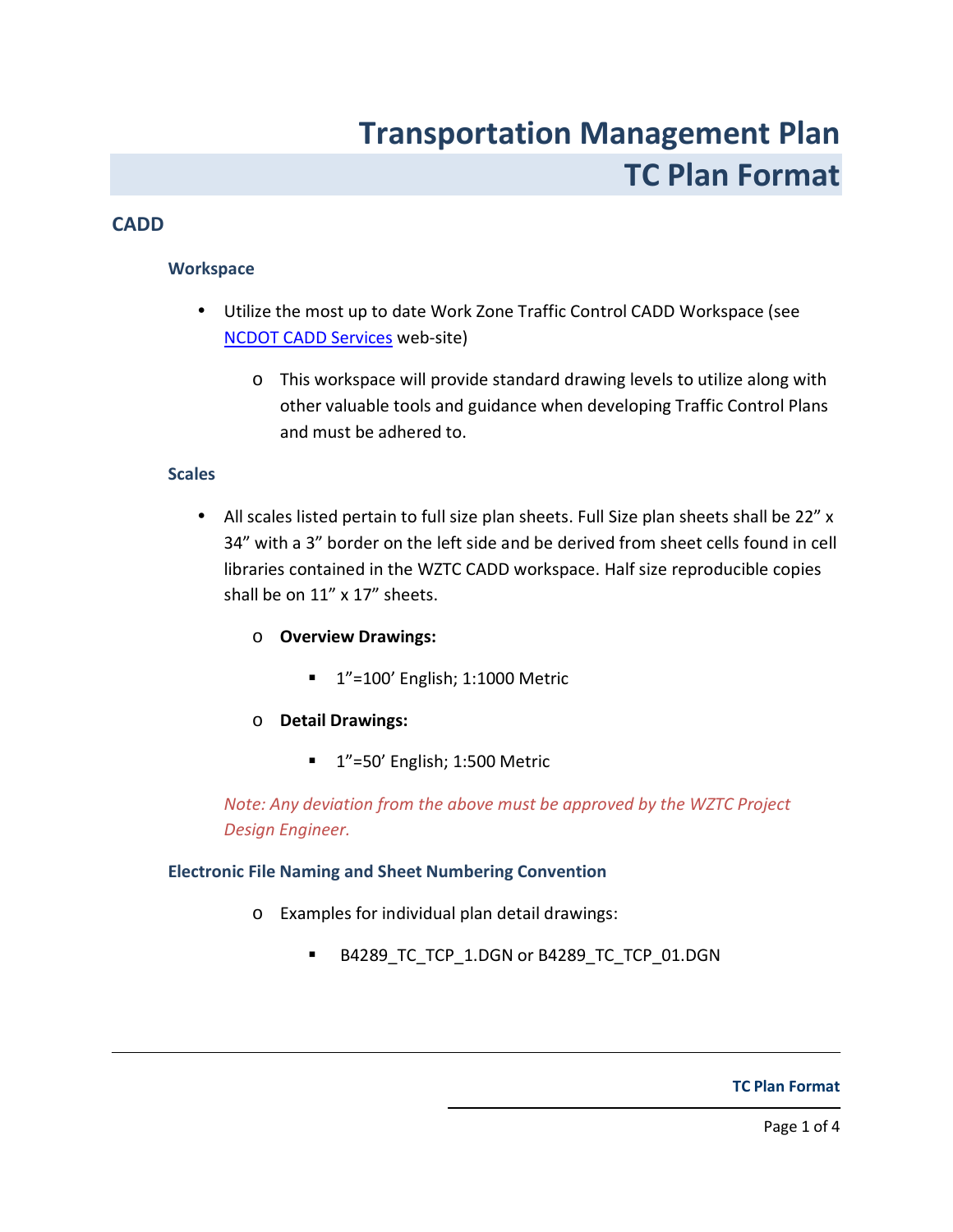# Transportation Management Plan
# TC Plan Format

## CADD

### Workspace

- Utilize the most up to date Work Zone Traffic Control CADD Workspace (see [NCDOT CADD Services]() web-site)
  - This workspace will provide standard drawing levels to utilize along with other valuable tools and guidance when developing Traffic Control Plans and must be adhered to.

### Scales

- All scales listed pertain to full size plan sheets. Full Size plan sheets shall be 22" x 34" with a 3" border on the left side and be derived from sheet cells found in cell libraries contained in the WZTC CADD workspace. Half size reproducible copies shall be on 11" x 17" sheets.
  - **Overview Drawings:**
    - 1"=100' English; 1:1000 Metric
  - **Detail Drawings:**
    - 1"=50' English; 1:500 Metric

*Note: Any deviation from the above must be approved by the WZTC Project Design Engineer.*

### Electronic File Naming and Sheet Numbering Convention

- Examples for individual plan detail drawings:
  - B4289_TC_TCP_1.DGN or B4289_TC_TCP_01.DGN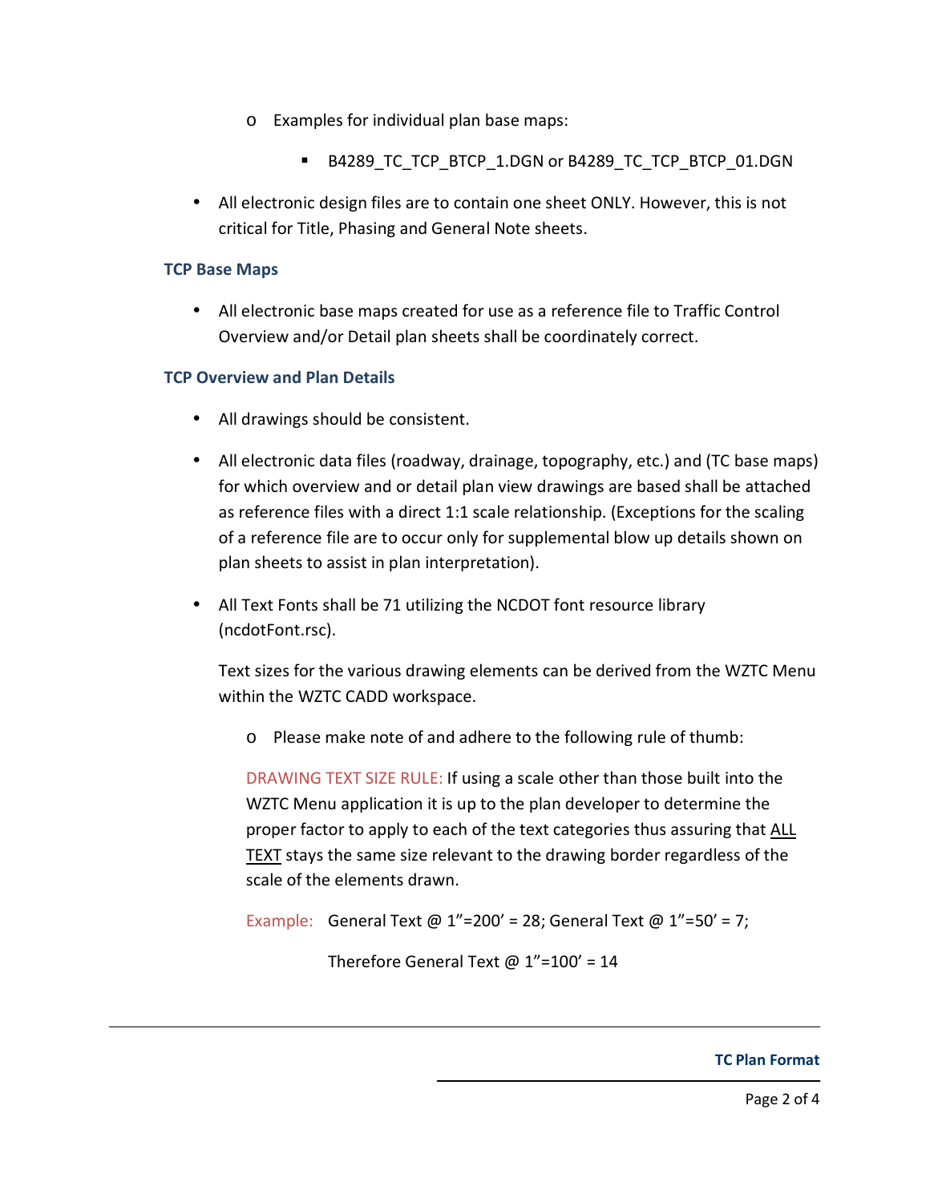- Examples for individual plan base maps:
    - B4289_TC_TCP_BTCP_1.DGN or B4289_TC_TCP_BTCP_01.DGN

- All electronic design files are to contain one sheet ONLY. However, this is not critical for Title, Phasing and General Note sheets.

### TCP Base Maps

- All electronic base maps created for use as a reference file to Traffic Control Overview and/or Detail plan sheets shall be coordinately correct.

### TCP Overview and Plan Details

- All drawings should be consistent.

- All electronic data files (roadway, drainage, topography, etc.) and (TC base maps) for which overview and or detail plan view drawings are based shall be attached as reference files with a direct 1:1 scale relationship. (Exceptions for the scaling of a reference file are to occur only for supplemental blow up details shown on plan sheets to assist in plan interpretation).

- All Text Fonts shall be 71 utilizing the NCDOT font resource library (ncdotFont.rsc).

  Text sizes for the various drawing elements can be derived from the WZTC Menu within the WZTC CADD workspace.

    - Please make note of and adhere to the following rule of thumb:

    DRAWING TEXT SIZE RULE: If using a scale other than those built into the WZTC Menu application it is up to the plan developer to determine the proper factor to apply to each of the text categories thus assuring that <u>ALL TEXT</u> stays the same size relevant to the drawing border regardless of the scale of the elements drawn.

    Example: General Text @ 1"=200' = 28; General Text @ 1"=50' = 7;

    Therefore General Text @ 1"=100' = 14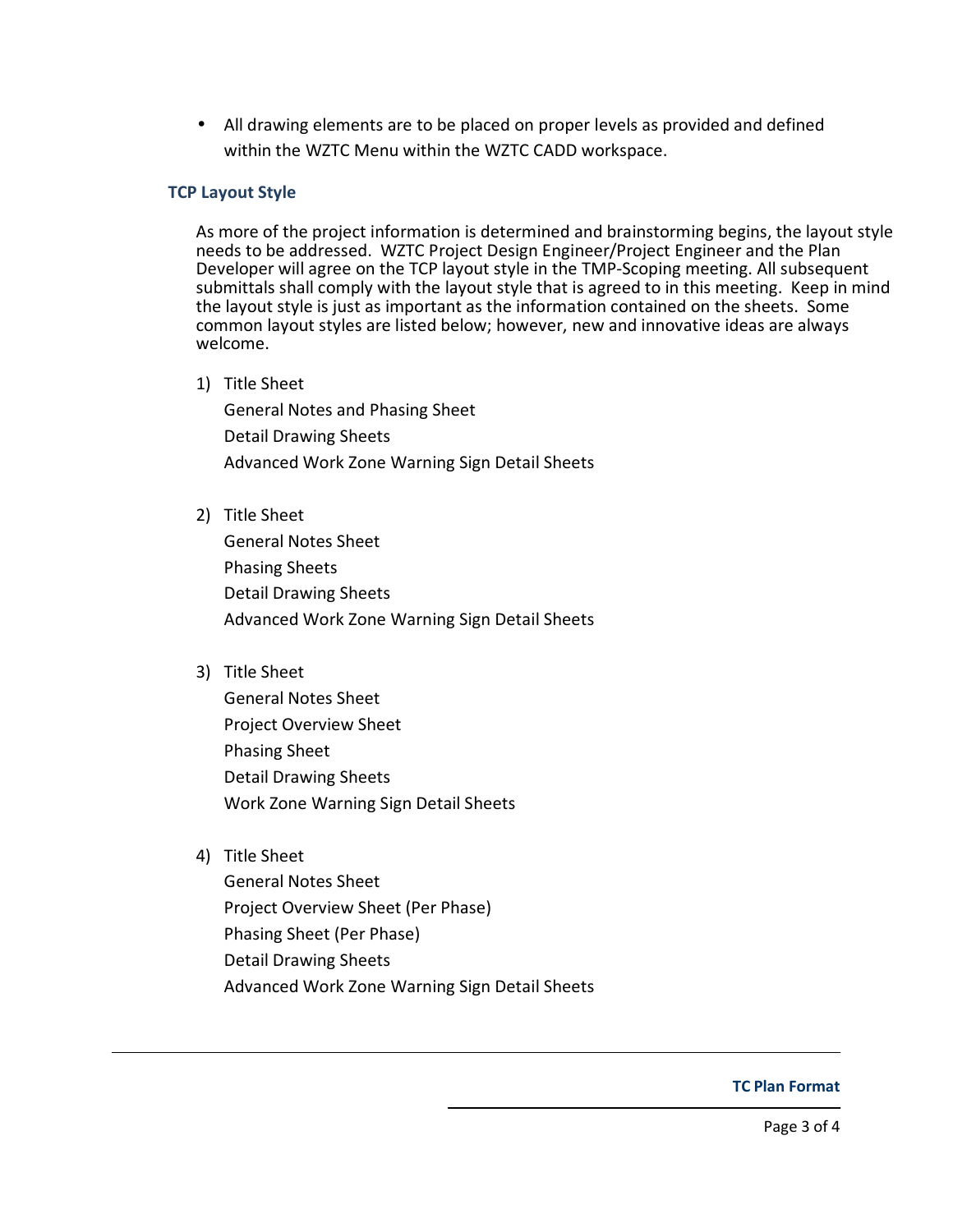- All drawing elements are to be placed on proper levels as provided and defined within the WZTC Menu within the WZTC CADD workspace.

### TCP Layout Style

As more of the project information is determined and brainstorming begins, the layout style needs to be addressed. WZTC Project Design Engineer/Project Engineer and the Plan Developer will agree on the TCP layout style in the TMP-Scoping meeting. All subsequent submittals shall comply with the layout style that is agreed to in this meeting. Keep in mind the layout style is just as important as the information contained on the sheets. Some common layout styles are listed below; however, new and innovative ideas are always welcome.

1) Title Sheet  
   General Notes and Phasing Sheet  
   Detail Drawing Sheets  
   Advanced Work Zone Warning Sign Detail Sheets

2) Title Sheet  
   General Notes Sheet  
   Phasing Sheets  
   Detail Drawing Sheets  
   Advanced Work Zone Warning Sign Detail Sheets

3) Title Sheet  
   General Notes Sheet  
   Project Overview Sheet  
   Phasing Sheet  
   Detail Drawing Sheets  
   Work Zone Warning Sign Detail Sheets

4) Title Sheet  
   General Notes Sheet  
   Project Overview Sheet (Per Phase)  
   Phasing Sheet (Per Phase)  
   Detail Drawing Sheets  
   Advanced Work Zone Warning Sign Detail Sheets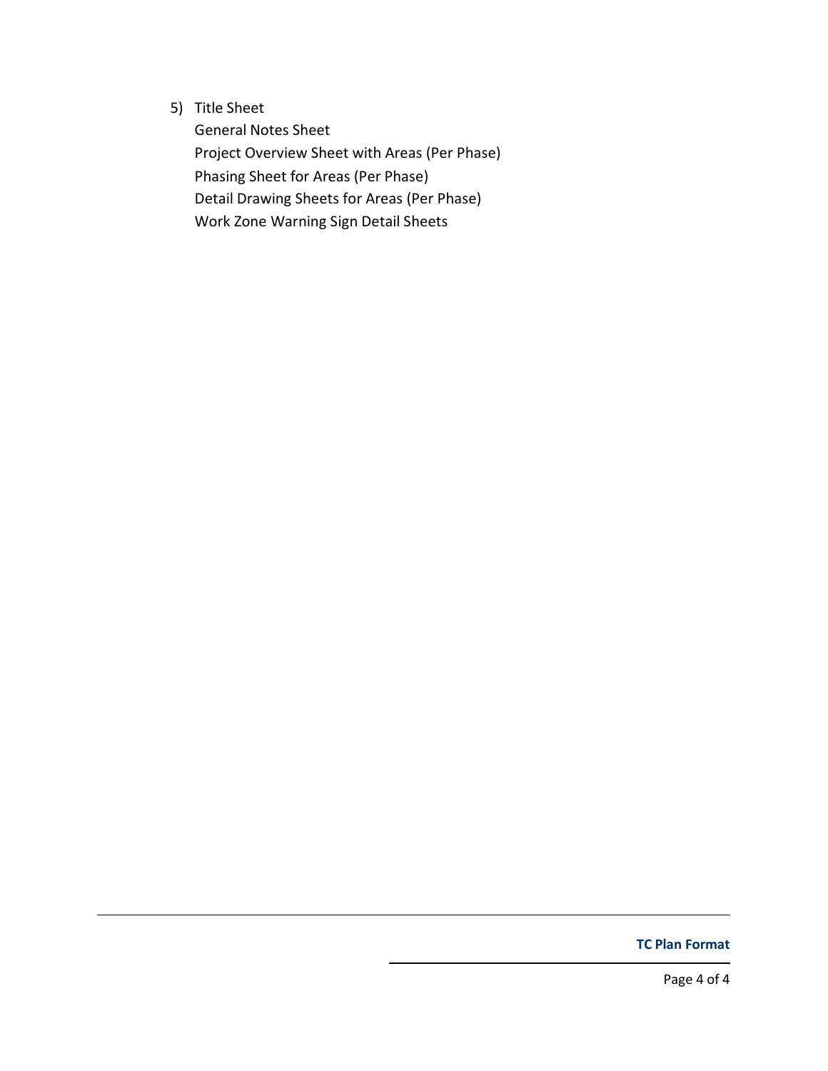5) Title Sheet
   General Notes Sheet
   Project Overview Sheet with Areas (Per Phase)
   Phasing Sheet for Areas (Per Phase)
   Detail Drawing Sheets for Areas (Per Phase)
   Work Zone Warning Sign Detail Sheets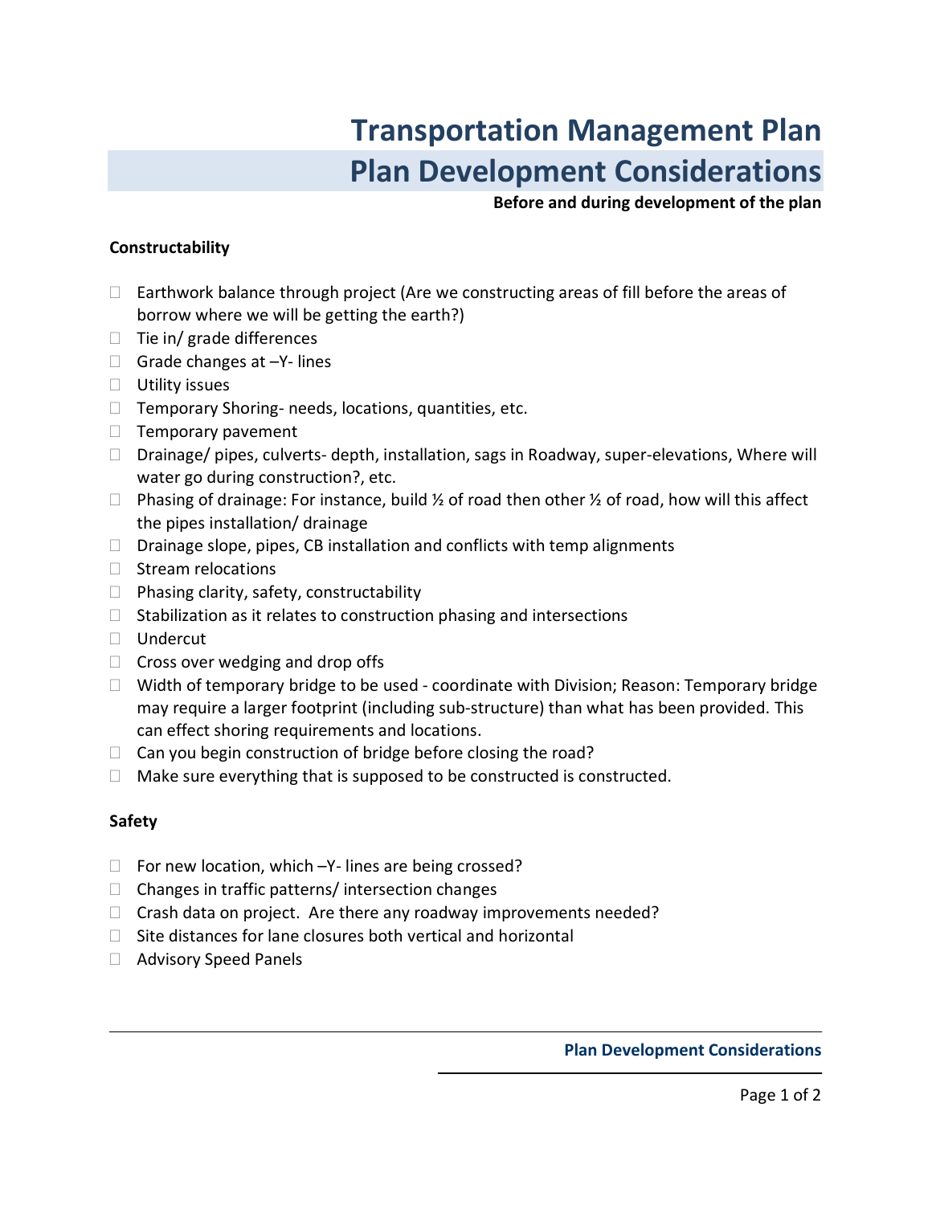# Transportation Management Plan

## Plan Development Considerations

**Before and during development of the plan**

**Constructability**

- Earthwork balance through project (Are we constructing areas of fill before the areas of borrow where we will be getting the earth?)
- Tie in/ grade differences
- Grade changes at –Y- lines
- Utility issues
- Temporary Shoring- needs, locations, quantities, etc.
- Temporary pavement
- Drainage/ pipes, culverts- depth, installation, sags in Roadway, super-elevations, Where will water go during construction?, etc.
- Phasing of drainage: For instance, build ½ of road then other ½ of road, how will this affect the pipes installation/ drainage
- Drainage slope, pipes, CB installation and conflicts with temp alignments
- Stream relocations
- Phasing clarity, safety, constructability
- Stabilization as it relates to construction phasing and intersections
- Undercut
- Cross over wedging and drop offs
- Width of temporary bridge to be used - coordinate with Division; Reason: Temporary bridge may require a larger footprint (including sub-structure) than what has been provided. This can effect shoring requirements and locations.
- Can you begin construction of bridge before closing the road?
- Make sure everything that is supposed to be constructed is constructed.

**Safety**

- For new location, which –Y- lines are being crossed?
- Changes in traffic patterns/ intersection changes
- Crash data on project. Are there any roadway improvements needed?
- Site distances for lane closures both vertical and horizontal
- Advisory Speed Panels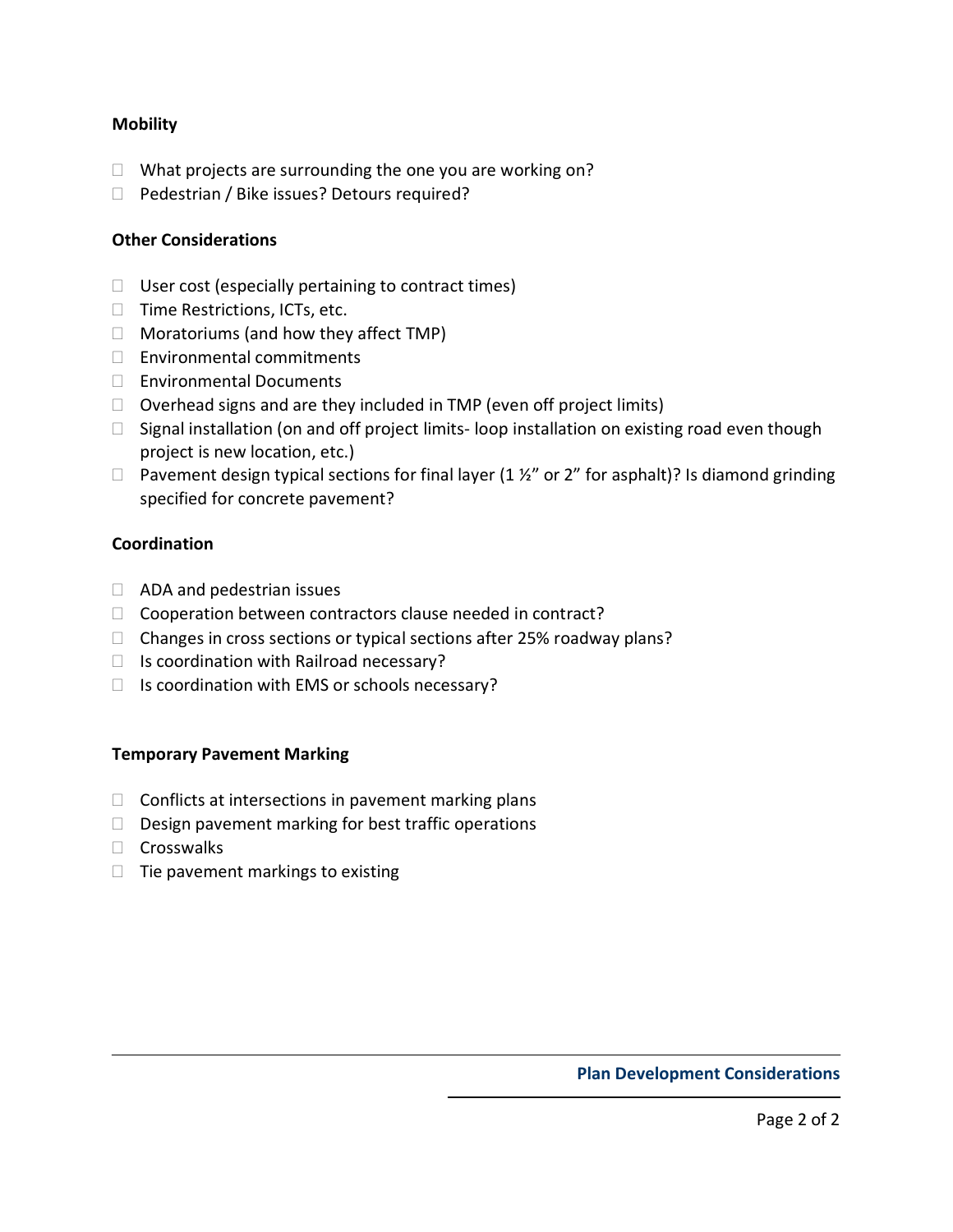**Mobility**

- [ ] What projects are surrounding the one you are working on?
- [ ] Pedestrian / Bike issues? Detours required?

**Other Considerations**

- [ ] User cost (especially pertaining to contract times)
- [ ] Time Restrictions, ICTs, etc.
- [ ] Moratoriums (and how they affect TMP)
- [ ] Environmental commitments
- [ ] Environmental Documents
- [ ] Overhead signs and are they included in TMP (even off project limits)
- [ ] Signal installation (on and off project limits- loop installation on existing road even though project is new location, etc.)
- [ ] Pavement design typical sections for final layer (1 ½" or 2" for asphalt)? Is diamond grinding specified for concrete pavement?

**Coordination**

- [ ] ADA and pedestrian issues
- [ ] Cooperation between contractors clause needed in contract?
- [ ] Changes in cross sections or typical sections after 25% roadway plans?
- [ ] Is coordination with Railroad necessary?
- [ ] Is coordination with EMS or schools necessary?

**Temporary Pavement Marking**

- [ ] Conflicts at intersections in pavement marking plans
- [ ] Design pavement marking for best traffic operations
- [ ] Crosswalks
- [ ] Tie pavement markings to existing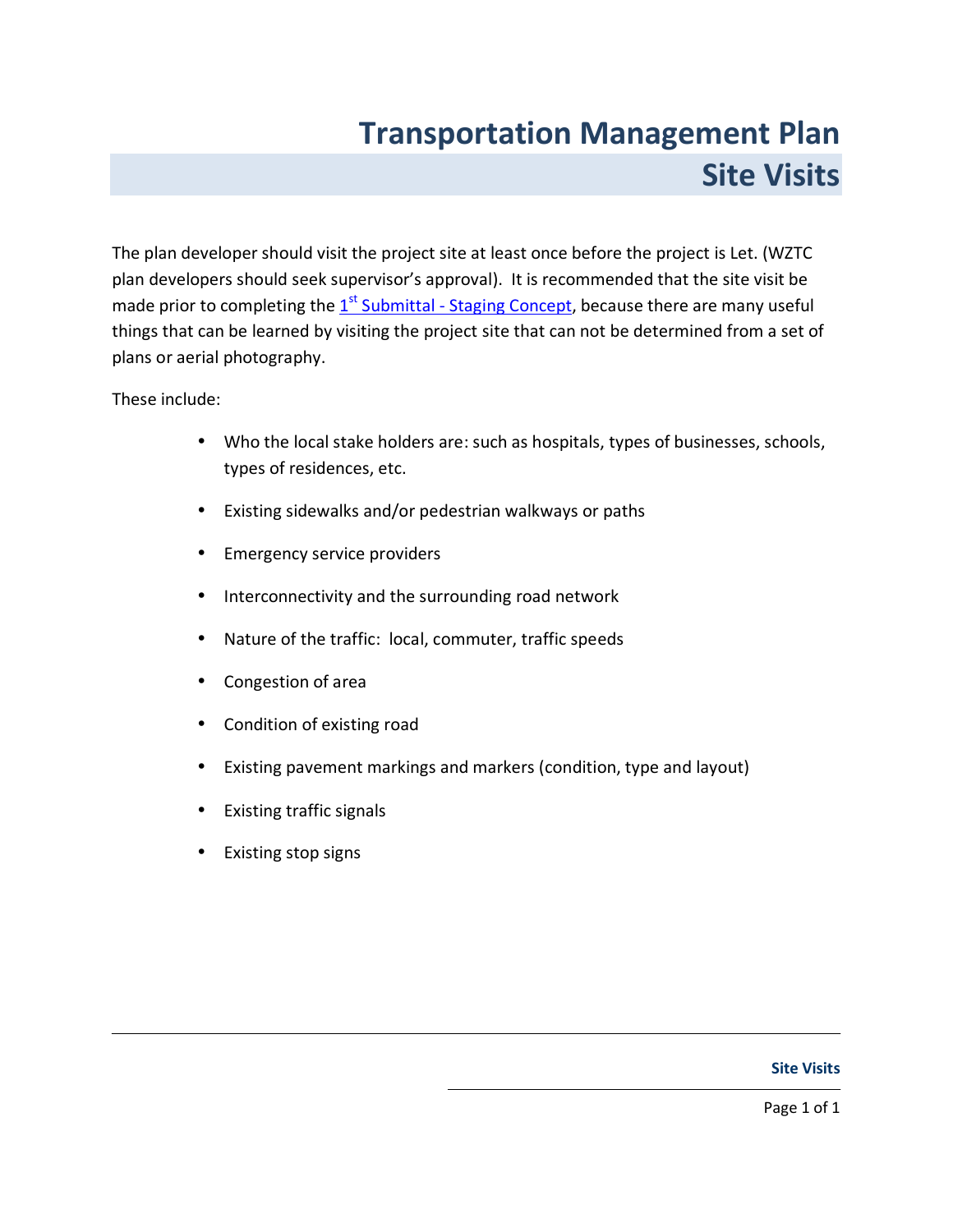# Transportation Management Plan
## Site Visits

The plan developer should visit the project site at least once before the project is Let. (WZTC plan developers should seek supervisor's approval). It is recommended that the site visit be made prior to completing the 1st Submittal - Staging Concept, because there are many useful things that can be learned by visiting the project site that can not be determined from a set of plans or aerial photography.

These include:

- Who the local stake holders are: such as hospitals, types of businesses, schools, types of residences, etc.
- Existing sidewalks and/or pedestrian walkways or paths
- Emergency service providers
- Interconnectivity and the surrounding road network
- Nature of the traffic: local, commuter, traffic speeds
- Congestion of area
- Condition of existing road
- Existing pavement markings and markers (condition, type and layout)
- Existing traffic signals
- Existing stop signs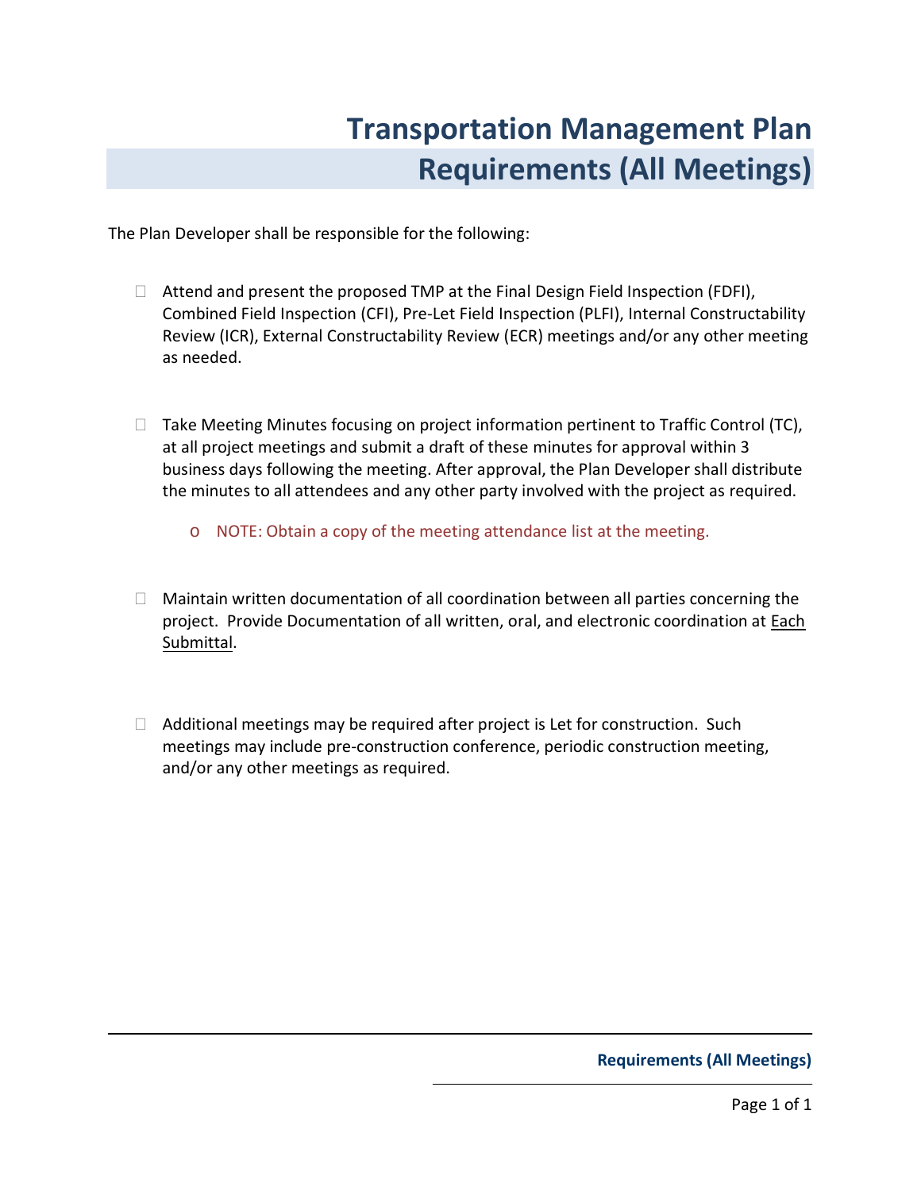# Transportation Management Plan Requirements (All Meetings)

The Plan Developer shall be responsible for the following:

- Attend and present the proposed TMP at the Final Design Field Inspection (FDFI), Combined Field Inspection (CFI), Pre-Let Field Inspection (PLFI), Internal Constructability Review (ICR), External Constructability Review (ECR) meetings and/or any other meeting as needed.

- Take Meeting Minutes focusing on project information pertinent to Traffic Control (TC), at all project meetings and submit a draft of these minutes for approval within 3 business days following the meeting. After approval, the Plan Developer shall distribute the minutes to all attendees and any other party involved with the project as required.

    - NOTE: Obtain a copy of the meeting attendance list at the meeting.

- Maintain written documentation of all coordination between all parties concerning the project. Provide Documentation of all written, oral, and electronic coordination at <u>Each Submittal</u>.

- Additional meetings may be required after project is Let for construction. Such meetings may include pre-construction conference, periodic construction meeting, and/or any other meetings as required.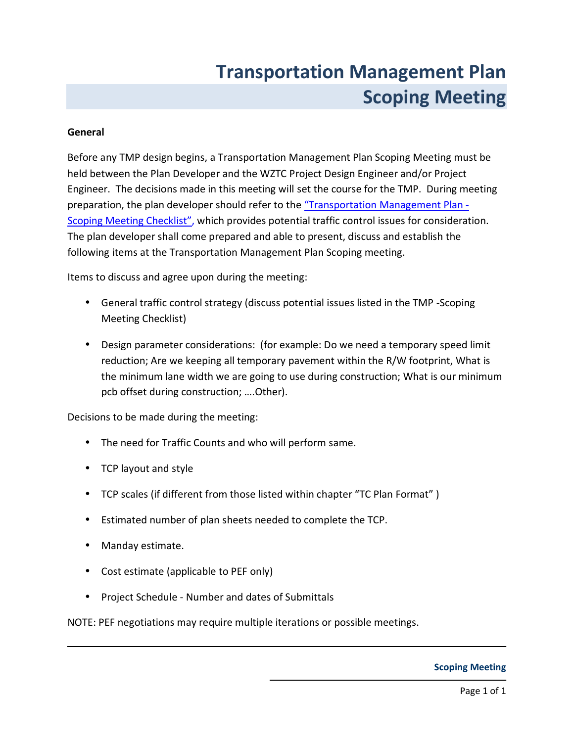# Transportation Management Plan Scoping Meeting

## General

Before any TMP design begins, a Transportation Management Plan Scoping Meeting must be held between the Plan Developer and the WZTC Project Design Engineer and/or Project Engineer. The decisions made in this meeting will set the course for the TMP. During meeting preparation, the plan developer should refer to the "Transportation Management Plan - Scoping Meeting Checklist", which provides potential traffic control issues for consideration. The plan developer shall come prepared and able to present, discuss and establish the following items at the Transportation Management Plan Scoping meeting.

Items to discuss and agree upon during the meeting:

- General traffic control strategy (discuss potential issues listed in the TMP -Scoping Meeting Checklist)
- Design parameter considerations: (for example: Do we need a temporary speed limit reduction; Are we keeping all temporary pavement within the R/W footprint, What is the minimum lane width we are going to use during construction; What is our minimum pcb offset during construction; ….Other).

Decisions to be made during the meeting:

- The need for Traffic Counts and who will perform same.
- TCP layout and style
- TCP scales (if different from those listed within chapter "TC Plan Format" )
- Estimated number of plan sheets needed to complete the TCP.
- Manday estimate.
- Cost estimate (applicable to PEF only)
- Project Schedule - Number and dates of Submittals

NOTE: PEF negotiations may require multiple iterations or possible meetings.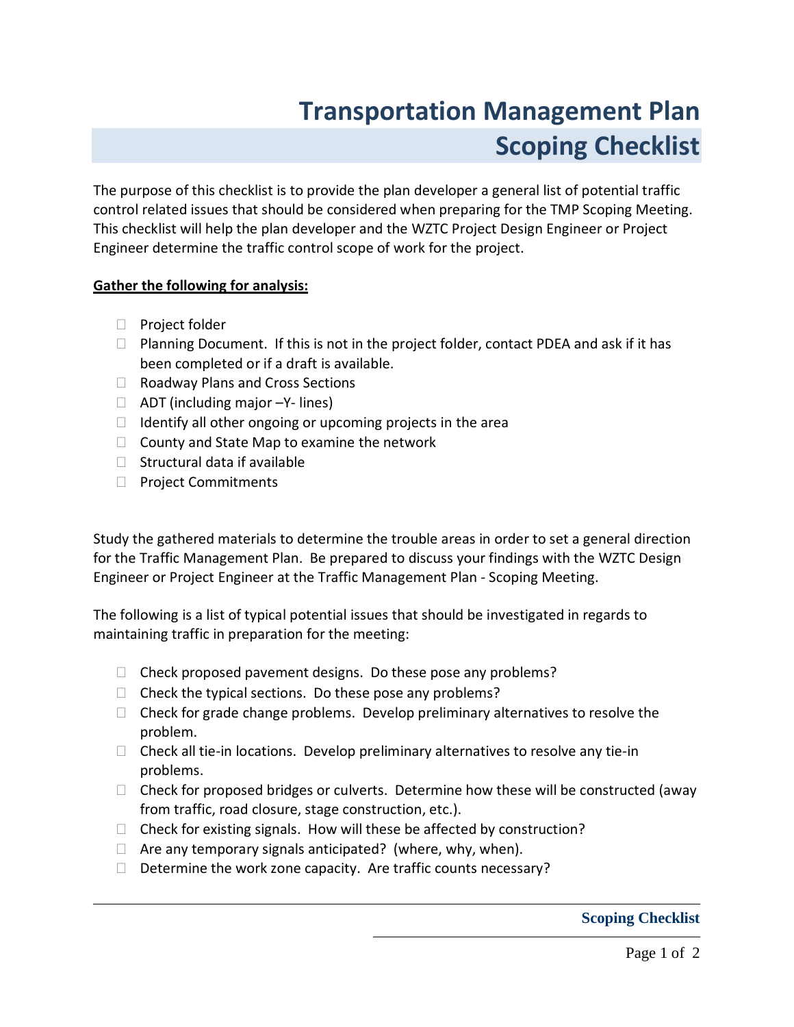# Transportation Management Plan Scoping Checklist

The purpose of this checklist is to provide the plan developer a general list of potential traffic control related issues that should be considered when preparing for the TMP Scoping Meeting. This checklist will help the plan developer and the WZTC Project Design Engineer or Project Engineer determine the traffic control scope of work for the project.

**Gather the following for analysis:**

- ☐ Project folder
- ☐ Planning Document. If this is not in the project folder, contact PDEA and ask if it has been completed or if a draft is available.
- ☐ Roadway Plans and Cross Sections
- ☐ ADT (including major –Y- lines)
- ☐ Identify all other ongoing or upcoming projects in the area
- ☐ County and State Map to examine the network
- ☐ Structural data if available
- ☐ Project Commitments

Study the gathered materials to determine the trouble areas in order to set a general direction for the Traffic Management Plan. Be prepared to discuss your findings with the WZTC Design Engineer or Project Engineer at the Traffic Management Plan - Scoping Meeting.

The following is a list of typical potential issues that should be investigated in regards to maintaining traffic in preparation for the meeting:

- ☐ Check proposed pavement designs. Do these pose any problems?
- ☐ Check the typical sections. Do these pose any problems?
- ☐ Check for grade change problems. Develop preliminary alternatives to resolve the problem.
- ☐ Check all tie-in locations. Develop preliminary alternatives to resolve any tie-in problems.
- ☐ Check for proposed bridges or culverts. Determine how these will be constructed (away from traffic, road closure, stage construction, etc.).
- ☐ Check for existing signals. How will these be affected by construction?
- ☐ Are any temporary signals anticipated? (where, why, when).
- ☐ Determine the work zone capacity. Are traffic counts necessary?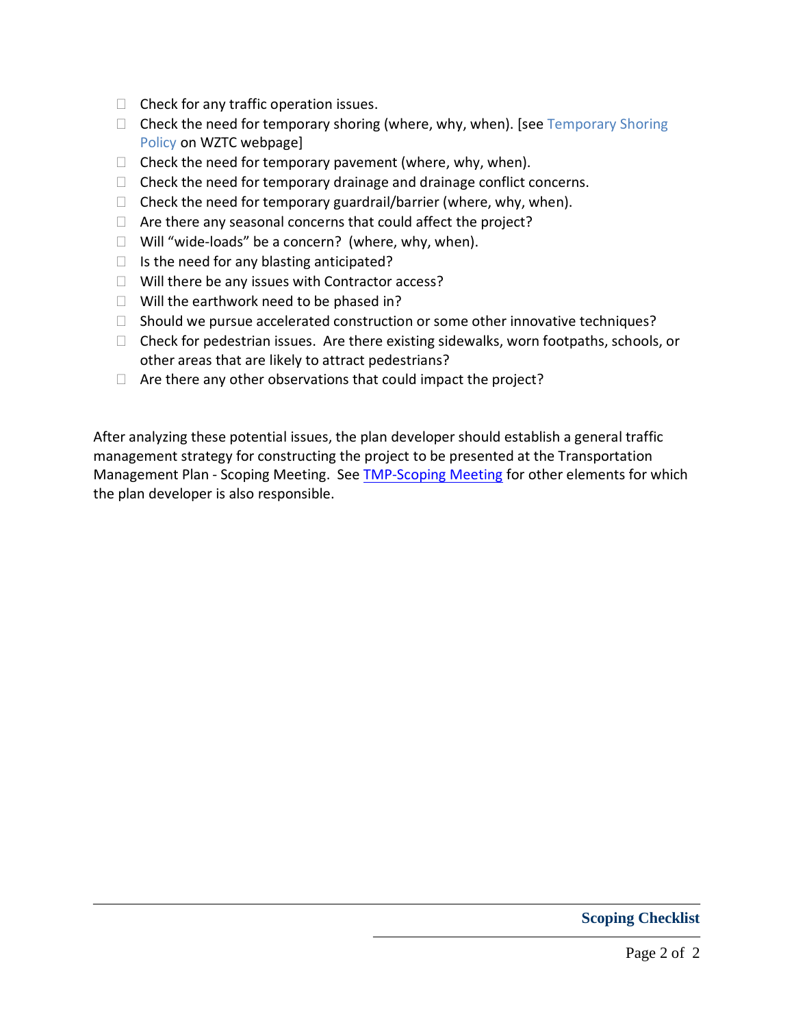- ☐ Check for any traffic operation issues.
- ☐ Check the need for temporary shoring (where, why, when). [see Temporary Shoring Policy on WZTC webpage]
- ☐ Check the need for temporary pavement (where, why, when).
- ☐ Check the need for temporary drainage and drainage conflict concerns.
- ☐ Check the need for temporary guardrail/barrier (where, why, when).
- ☐ Are there any seasonal concerns that could affect the project?
- ☐ Will "wide-loads" be a concern? (where, why, when).
- ☐ Is the need for any blasting anticipated?
- ☐ Will there be any issues with Contractor access?
- ☐ Will the earthwork need to be phased in?
- ☐ Should we pursue accelerated construction or some other innovative techniques?
- ☐ Check for pedestrian issues. Are there existing sidewalks, worn footpaths, schools, or other areas that are likely to attract pedestrians?
- ☐ Are there any other observations that could impact the project?

After analyzing these potential issues, the plan developer should establish a general traffic management strategy for constructing the project to be presented at the Transportation Management Plan - Scoping Meeting. See TMP-Scoping Meeting for other elements for which the plan developer is also responsible.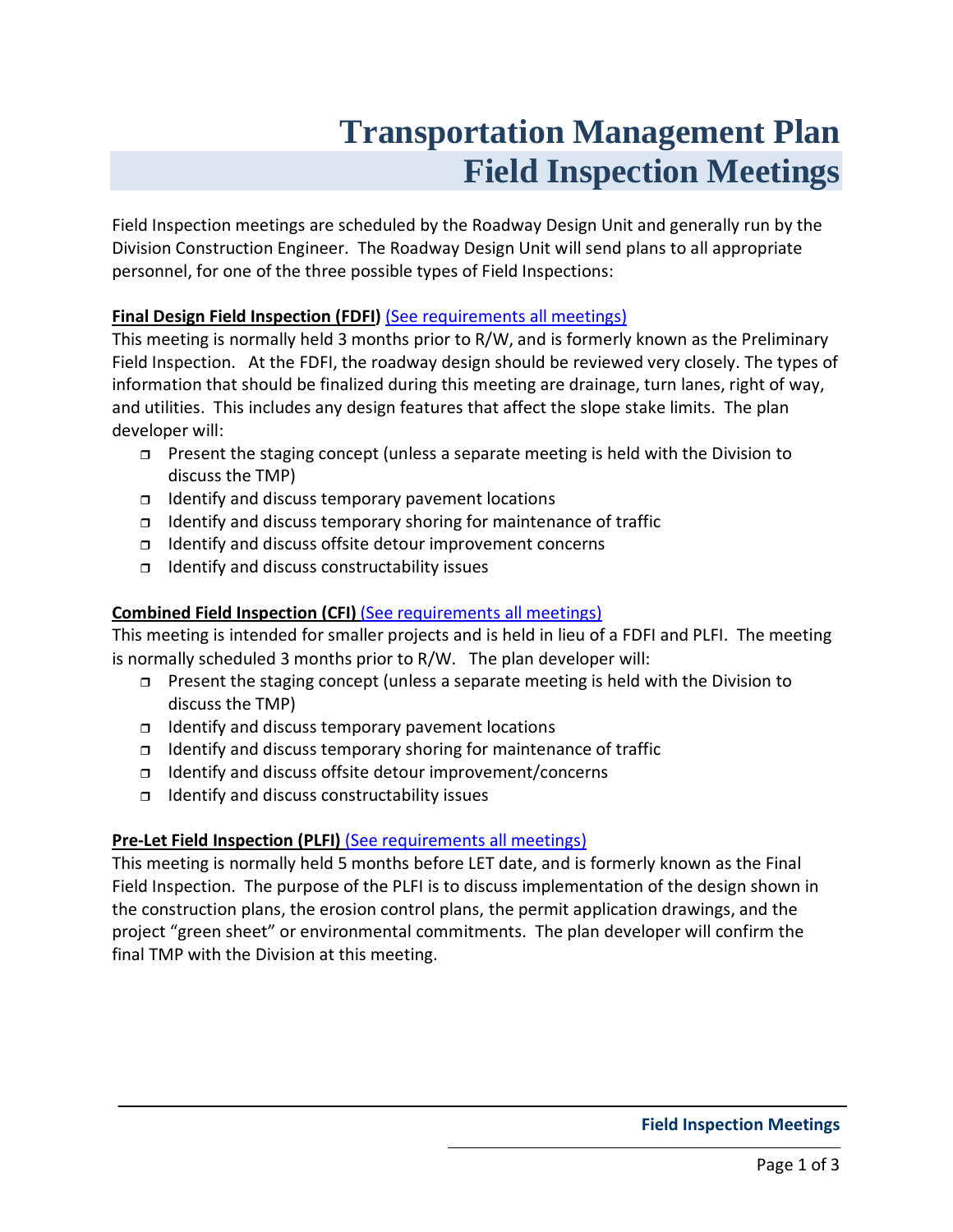# Transportation Management Plan
# Field Inspection Meetings

Field Inspection meetings are scheduled by the Roadway Design Unit and generally run by the Division Construction Engineer. The Roadway Design Unit will send plans to all appropriate personnel, for one of the three possible types of Field Inspections:

**Final Design Field Inspection (FDFI)** (See requirements all meetings)
This meeting is normally held 3 months prior to R/W, and is formerly known as the Preliminary Field Inspection. At the FDFI, the roadway design should be reviewed very closely. The types of information that should be finalized during this meeting are drainage, turn lanes, right of way, and utilities. This includes any design features that affect the slope stake limits. The plan developer will:

- Present the staging concept (unless a separate meeting is held with the Division to discuss the TMP)
- Identify and discuss temporary pavement locations
- Identify and discuss temporary shoring for maintenance of traffic
- Identify and discuss offsite detour improvement concerns
- Identify and discuss constructability issues

**Combined Field Inspection (CFI)** (See requirements all meetings)
This meeting is intended for smaller projects and is held in lieu of a FDFI and PLFI. The meeting is normally scheduled 3 months prior to R/W. The plan developer will:

- Present the staging concept (unless a separate meeting is held with the Division to discuss the TMP)
- Identify and discuss temporary pavement locations
- Identify and discuss temporary shoring for maintenance of traffic
- Identify and discuss offsite detour improvement/concerns
- Identify and discuss constructability issues

**Pre-Let Field Inspection (PLFI)** (See requirements all meetings)
This meeting is normally held 5 months before LET date, and is formerly known as the Final Field Inspection. The purpose of the PLFI is to discuss implementation of the design shown in the construction plans, the erosion control plans, the permit application drawings, and the project "green sheet" or environmental commitments. The plan developer will confirm the final TMP with the Division at this meeting.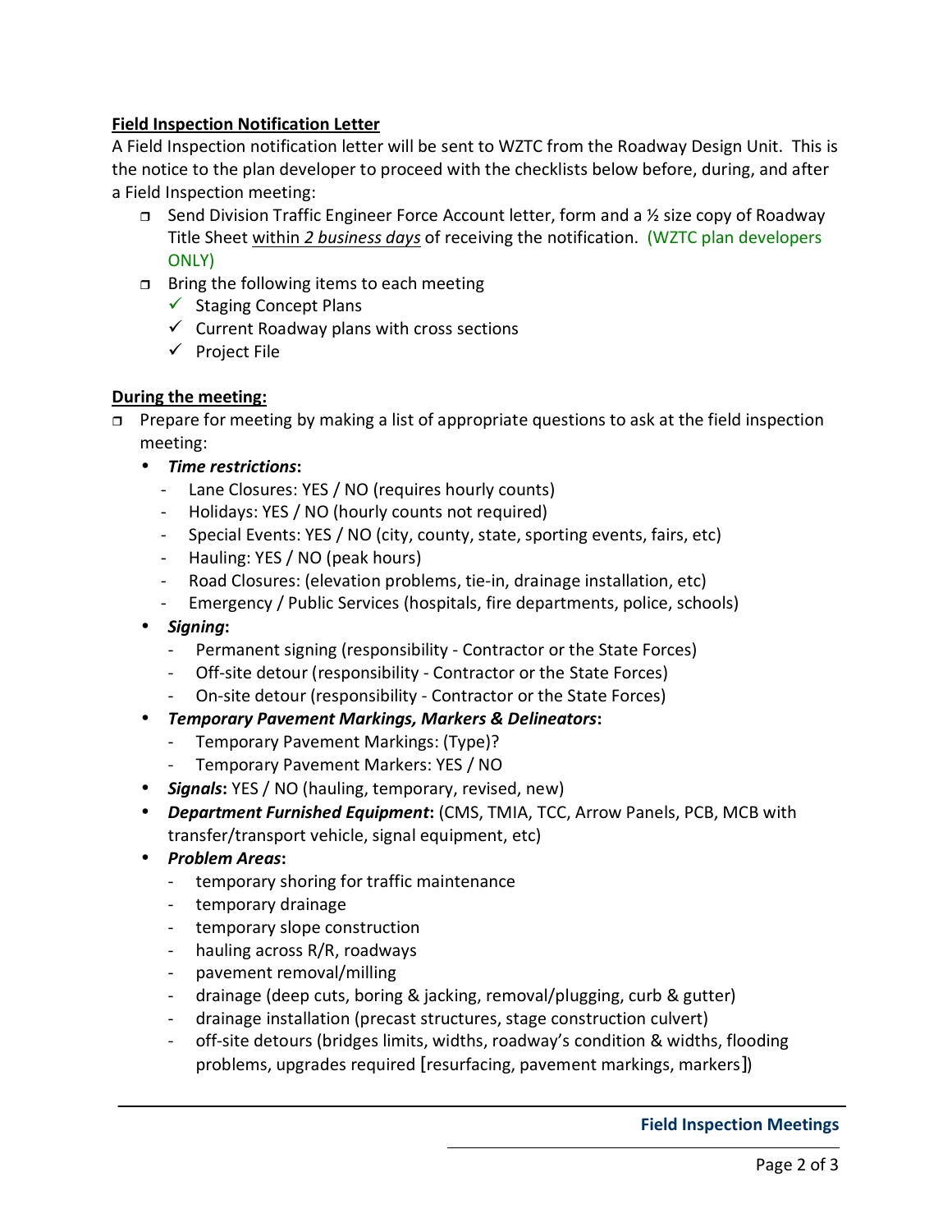**Field Inspection Notification Letter**

A Field Inspection notification letter will be sent to WZTC from the Roadway Design Unit. This is the notice to the plan developer to proceed with the checklists below before, during, and after a Field Inspection meeting:

- ❐ Send Division Traffic Engineer Force Account letter, form and a ½ size copy of Roadway Title Sheet within *2 business days* of receiving the notification. (WZTC plan developers ONLY)
- ❐ Bring the following items to each meeting
  - ✓ Staging Concept Plans
  - ✓ Current Roadway plans with cross sections
  - ✓ Project File

**During the meeting:**

- ❐ Prepare for meeting by making a list of appropriate questions to ask at the field inspection meeting:
  - ***Time restrictions*:**
    - Lane Closures: YES / NO (requires hourly counts)
    - Holidays: YES / NO (hourly counts not required)
    - Special Events: YES / NO (city, county, state, sporting events, fairs, etc)
    - Hauling: YES / NO (peak hours)
    - Road Closures: (elevation problems, tie-in, drainage installation, etc)
    - Emergency / Public Services (hospitals, fire departments, police, schools)
  - ***Signing*:**
    - Permanent signing (responsibility - Contractor or the State Forces)
    - Off-site detour (responsibility - Contractor or the State Forces)
    - On-site detour (responsibility - Contractor or the State Forces)
  - ***Temporary Pavement Markings, Markers & Delineators*:**
    - Temporary Pavement Markings: (Type)?
    - Temporary Pavement Markers: YES / NO
  - ***Signals*:** YES / NO (hauling, temporary, revised, new)
  - ***Department Furnished Equipment*:** (CMS, TMIA, TCC, Arrow Panels, PCB, MCB with transfer/transport vehicle, signal equipment, etc)
  - ***Problem Areas*:**
    - temporary shoring for traffic maintenance
    - temporary drainage
    - temporary slope construction
    - hauling across R/R, roadways
    - pavement removal/milling
    - drainage (deep cuts, boring & jacking, removal/plugging, curb & gutter)
    - drainage installation (precast structures, stage construction culvert)
    - off-site detours (bridges limits, widths, roadway's condition & widths, flooding problems, upgrades required [resurfacing, pavement markings, markers])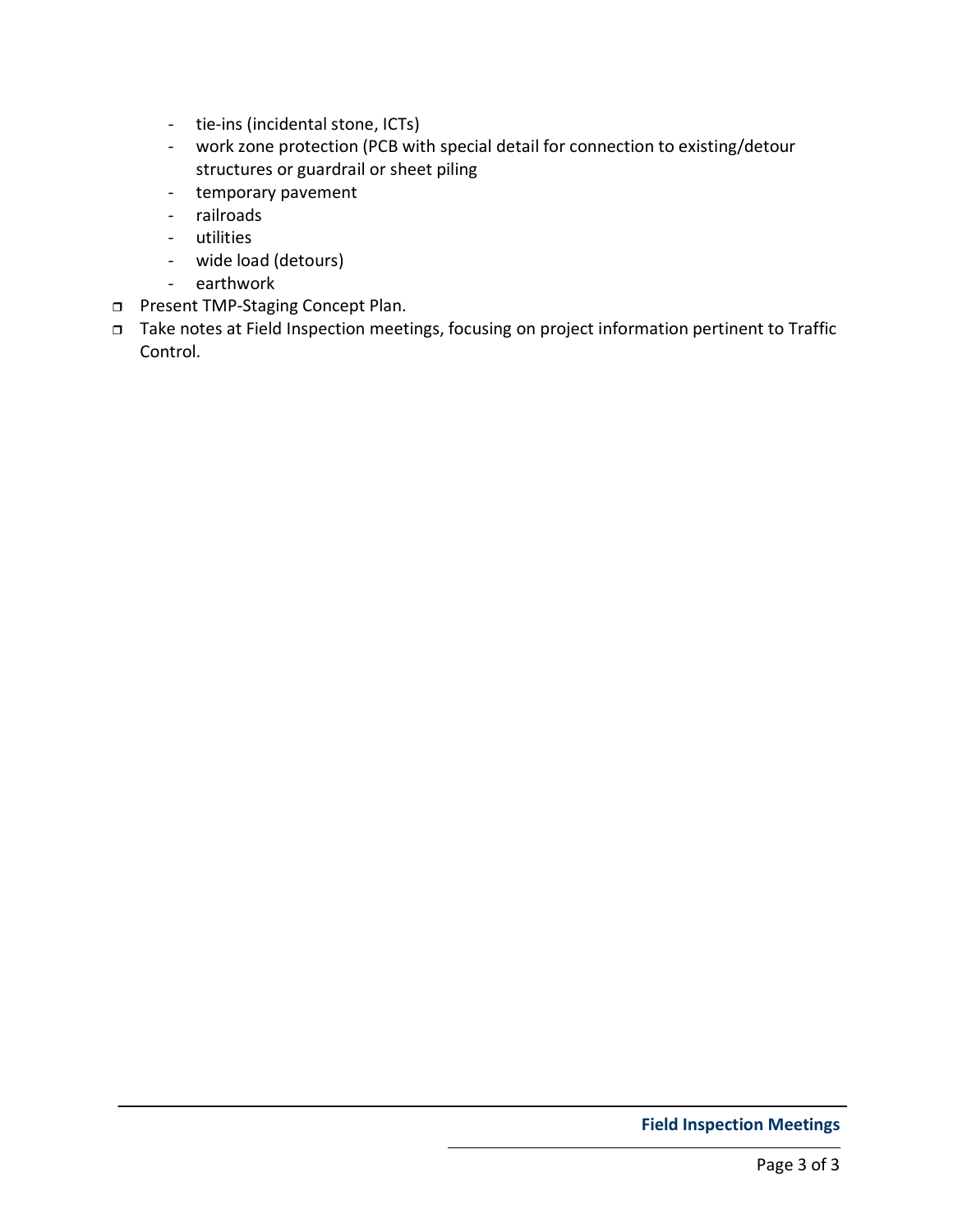- tie-ins (incidental stone, ICTs)
  - work zone protection (PCB with special detail for connection to existing/detour structures or guardrail or sheet piling
  - temporary pavement
  - railroads
  - utilities
  - wide load (detours)
  - earthwork
- ❒ Present TMP-Staging Concept Plan.
- ❒ Take notes at Field Inspection meetings, focusing on project information pertinent to Traffic Control.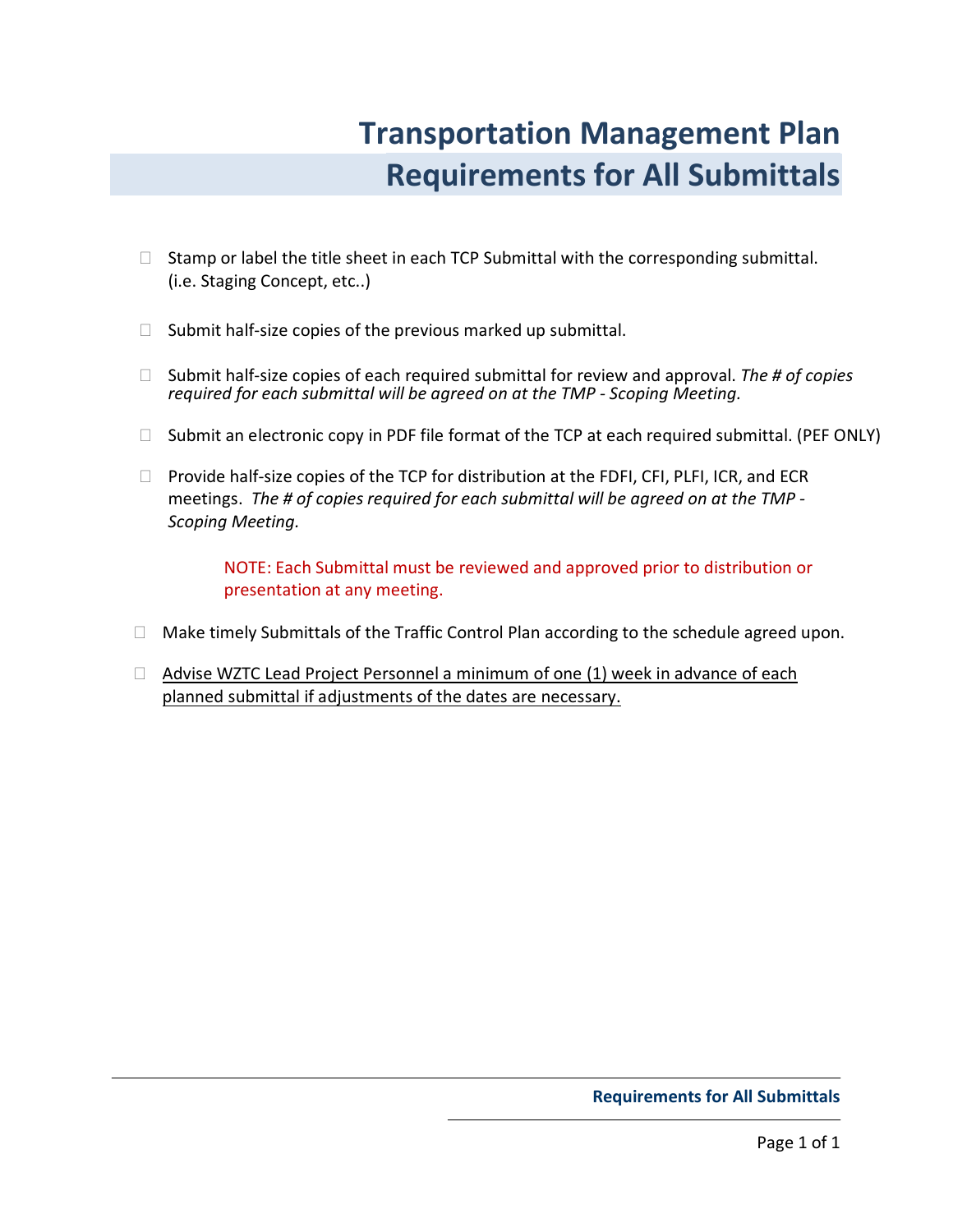# Transportation Management Plan
# Requirements for All Submittals

- ☐ Stamp or label the title sheet in each TCP Submittal with the corresponding submittal. (i.e. Staging Concept, etc..)

- ☐ Submit half-size copies of the previous marked up submittal.

- ☐ Submit half-size copies of each required submittal for review and approval. *The # of copies required for each submittal will be agreed on at the TMP - Scoping Meeting.*

- ☐ Submit an electronic copy in PDF file format of the TCP at each required submittal. (PEF ONLY)

- ☐ Provide half-size copies of the TCP for distribution at the FDFI, CFI, PLFI, ICR, and ECR meetings. *The # of copies required for each submittal will be agreed on at the TMP - Scoping Meeting.*

  NOTE: Each Submittal must be reviewed and approved prior to distribution or presentation at any meeting.

- ☐ Make timely Submittals of the Traffic Control Plan according to the schedule agreed upon.

- ☐ <u>Advise WZTC Lead Project Personnel a minimum of one (1) week in advance of each planned submittal if adjustments of the dates are necessary.</u>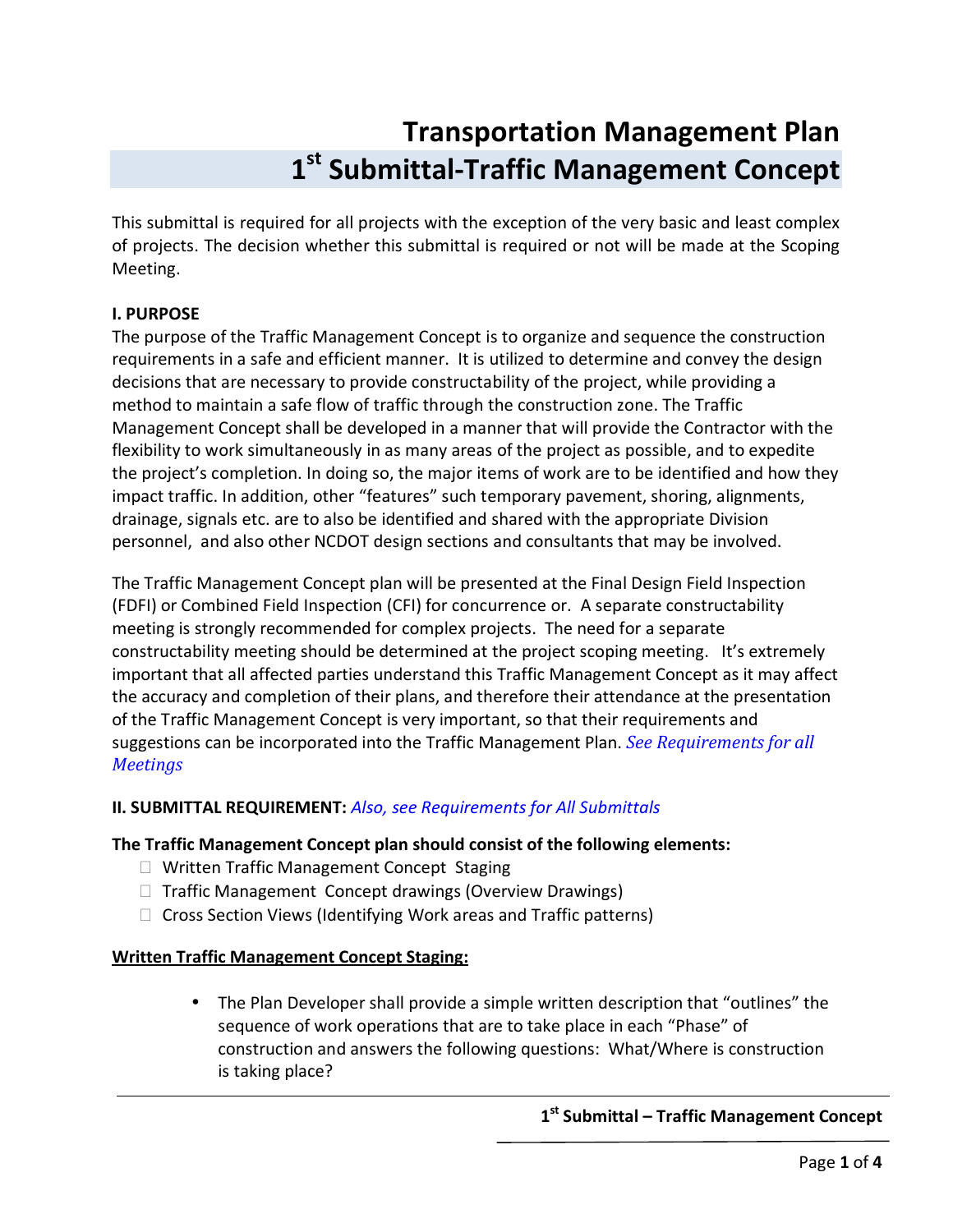# Transportation Management Plan
## 1st Submittal-Traffic Management Concept

This submittal is required for all projects with the exception of the very basic and least complex of projects. The decision whether this submittal is required or not will be made at the Scoping Meeting.

**I. PURPOSE**

The purpose of the Traffic Management Concept is to organize and sequence the construction requirements in a safe and efficient manner. It is utilized to determine and convey the design decisions that are necessary to provide constructability of the project, while providing a method to maintain a safe flow of traffic through the construction zone. The Traffic Management Concept shall be developed in a manner that will provide the Contractor with the flexibility to work simultaneously in as many areas of the project as possible, and to expedite the project's completion. In doing so, the major items of work are to be identified and how they impact traffic. In addition, other "features" such temporary pavement, shoring, alignments, drainage, signals etc. are to also be identified and shared with the appropriate Division personnel, and also other NCDOT design sections and consultants that may be involved.

The Traffic Management Concept plan will be presented at the Final Design Field Inspection (FDFI) or Combined Field Inspection (CFI) for concurrence or. A separate constructability meeting is strongly recommended for complex projects. The need for a separate constructability meeting should be determined at the project scoping meeting. It's extremely important that all affected parties understand this Traffic Management Concept as it may affect the accuracy and completion of their plans, and therefore their attendance at the presentation of the Traffic Management Concept is very important, so that their requirements and suggestions can be incorporated into the Traffic Management Plan. *See Requirements for all Meetings*

**II. SUBMITTAL REQUIREMENT:** *Also, see Requirements for All Submittals*

**The Traffic Management Concept plan should consist of the following elements:**

- ☐ Written Traffic Management Concept Staging
- ☐ Traffic Management Concept drawings (Overview Drawings)
- ☐ Cross Section Views (Identifying Work areas and Traffic patterns)

**Written Traffic Management Concept Staging:**

- The Plan Developer shall provide a simple written description that "outlines" the sequence of work operations that are to take place in each "Phase" of construction and answers the following questions: What/Where is construction is taking place?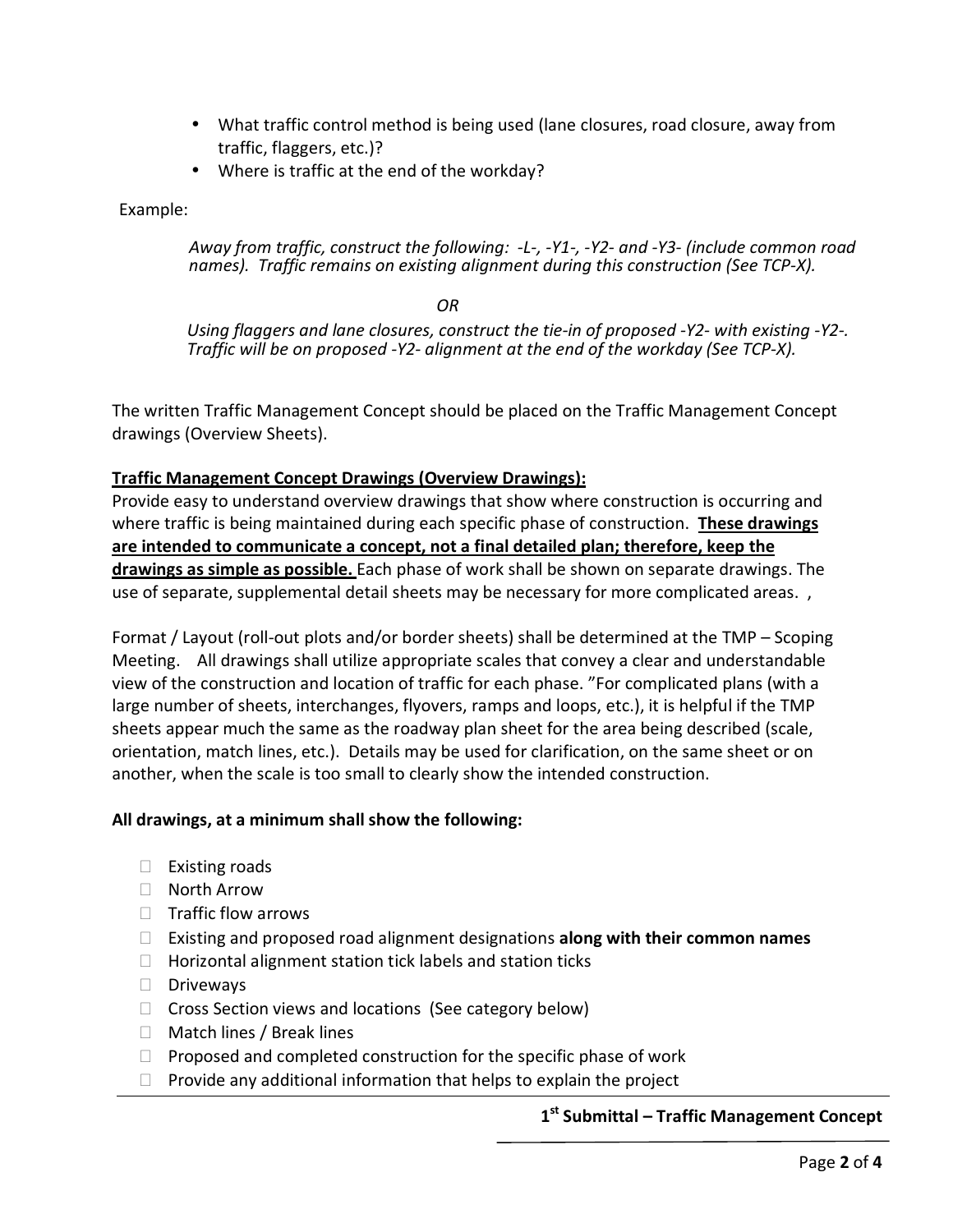- What traffic control method is being used (lane closures, road closure, away from traffic, flaggers, etc.)?
- Where is traffic at the end of the workday?

Example:

*Away from traffic, construct the following: -L-, -Y1-, -Y2- and -Y3- (include common road names). Traffic remains on existing alignment during this construction (See TCP-X).*

*OR*

*Using flaggers and lane closures, construct the tie-in of proposed -Y2- with existing -Y2-. Traffic will be on proposed -Y2- alignment at the end of the workday (See TCP-X).*

The written Traffic Management Concept should be placed on the Traffic Management Concept drawings (Overview Sheets).

**Traffic Management Concept Drawings (Overview Drawings):**

Provide easy to understand overview drawings that show where construction is occurring and where traffic is being maintained during each specific phase of construction. **These drawings are intended to communicate a concept, not a final detailed plan; therefore, keep the drawings as simple as possible.** Each phase of work shall be shown on separate drawings. The use of separate, supplemental detail sheets may be necessary for more complicated areas. ,

Format / Layout (roll-out plots and/or border sheets) shall be determined at the TMP – Scoping Meeting. All drawings shall utilize appropriate scales that convey a clear and understandable view of the construction and location of traffic for each phase. "For complicated plans (with a large number of sheets, interchanges, flyovers, ramps and loops, etc.), it is helpful if the TMP sheets appear much the same as the roadway plan sheet for the area being described (scale, orientation, match lines, etc.). Details may be used for clarification, on the same sheet or on another, when the scale is too small to clearly show the intended construction.

**All drawings, at a minimum shall show the following:**

- ☐ Existing roads
- ☐ North Arrow
- ☐ Traffic flow arrows
- ☐ Existing and proposed road alignment designations **along with their common names**
- ☐ Horizontal alignment station tick labels and station ticks
- ☐ Driveways
- ☐ Cross Section views and locations (See category below)
- ☐ Match lines / Break lines
- ☐ Proposed and completed construction for the specific phase of work
- ☐ Provide any additional information that helps to explain the project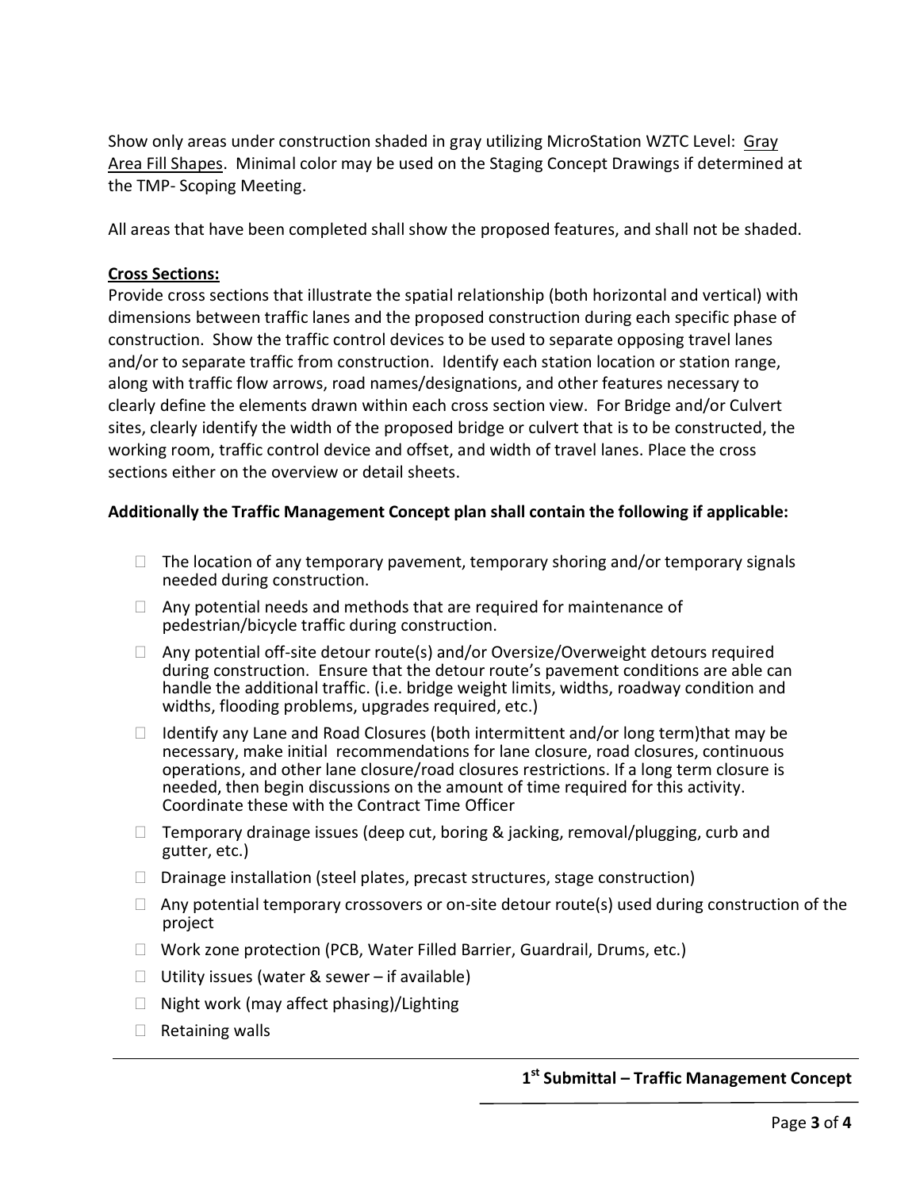Show only areas under construction shaded in gray utilizing MicroStation WZTC Level: Gray Area Fill Shapes. Minimal color may be used on the Staging Concept Drawings if determined at the TMP- Scoping Meeting.

All areas that have been completed shall show the proposed features, and shall not be shaded.

**Cross Sections:**

Provide cross sections that illustrate the spatial relationship (both horizontal and vertical) with dimensions between traffic lanes and the proposed construction during each specific phase of construction. Show the traffic control devices to be used to separate opposing travel lanes and/or to separate traffic from construction. Identify each station location or station range, along with traffic flow arrows, road names/designations, and other features necessary to clearly define the elements drawn within each cross section view. For Bridge and/or Culvert sites, clearly identify the width of the proposed bridge or culvert that is to be constructed, the working room, traffic control device and offset, and width of travel lanes. Place the cross sections either on the overview or detail sheets.

**Additionally the Traffic Management Concept plan shall contain the following if applicable:**

- The location of any temporary pavement, temporary shoring and/or temporary signals needed during construction.
- Any potential needs and methods that are required for maintenance of pedestrian/bicycle traffic during construction.
- Any potential off-site detour route(s) and/or Oversize/Overweight detours required during construction. Ensure that the detour route's pavement conditions are able can handle the additional traffic. (i.e. bridge weight limits, widths, roadway condition and widths, flooding problems, upgrades required, etc.)
- Identify any Lane and Road Closures (both intermittent and/or long term)that may be necessary, make initial recommendations for lane closure, road closures, continuous operations, and other lane closure/road closures restrictions. If a long term closure is needed, then begin discussions on the amount of time required for this activity. Coordinate these with the Contract Time Officer
- Temporary drainage issues (deep cut, boring & jacking, removal/plugging, curb and gutter, etc.)
- Drainage installation (steel plates, precast structures, stage construction)
- Any potential temporary crossovers or on-site detour route(s) used during construction of the project
- Work zone protection (PCB, Water Filled Barrier, Guardrail, Drums, etc.)
- Utility issues (water & sewer – if available)
- Night work (may affect phasing)/Lighting
- Retaining walls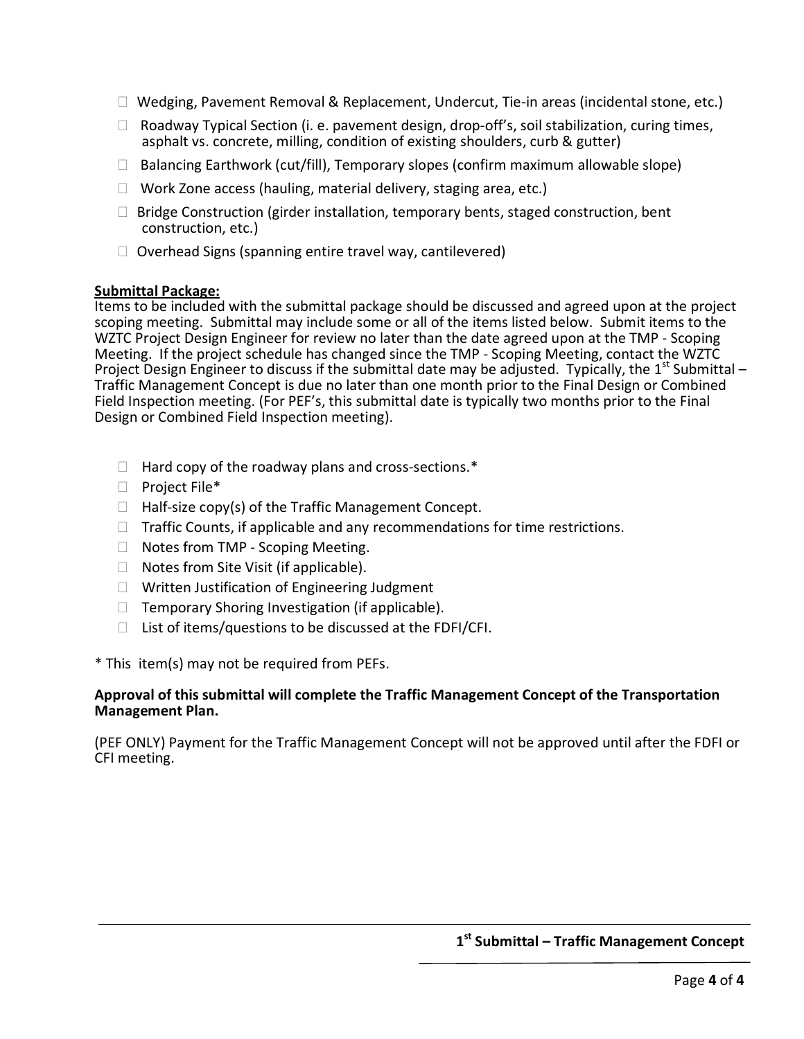- ☐ Wedging, Pavement Removal & Replacement, Undercut, Tie-in areas (incidental stone, etc.)
- ☐ Roadway Typical Section (i. e. pavement design, drop-off's, soil stabilization, curing times, asphalt vs. concrete, milling, condition of existing shoulders, curb & gutter)
- ☐ Balancing Earthwork (cut/fill), Temporary slopes (confirm maximum allowable slope)
- ☐ Work Zone access (hauling, material delivery, staging area, etc.)
- ☐ Bridge Construction (girder installation, temporary bents, staged construction, bent construction, etc.)
- ☐ Overhead Signs (spanning entire travel way, cantilevered)

**Submittal Package:**

Items to be included with the submittal package should be discussed and agreed upon at the project scoping meeting. Submittal may include some or all of the items listed below. Submit items to the WZTC Project Design Engineer for review no later than the date agreed upon at the TMP - Scoping Meeting. If the project schedule has changed since the TMP - Scoping Meeting, contact the WZTC Project Design Engineer to discuss if the submittal date may be adjusted. Typically, the 1st Submittal – Traffic Management Concept is due no later than one month prior to the Final Design or Combined Field Inspection meeting. (For PEF's, this submittal date is typically two months prior to the Final Design or Combined Field Inspection meeting).

- ☐ Hard copy of the roadway plans and cross-sections.*
- ☐ Project File*
- ☐ Half-size copy(s) of the Traffic Management Concept.
- ☐ Traffic Counts, if applicable and any recommendations for time restrictions.
- ☐ Notes from TMP - Scoping Meeting.
- ☐ Notes from Site Visit (if applicable).
- ☐ Written Justification of Engineering Judgment
- ☐ Temporary Shoring Investigation (if applicable).
- ☐ List of items/questions to be discussed at the FDFI/CFI.

* This item(s) may not be required from PEFs.

**Approval of this submittal will complete the Traffic Management Concept of the Transportation Management Plan.**

(PEF ONLY) Payment for the Traffic Management Concept will not be approved until after the FDFI or CFI meeting.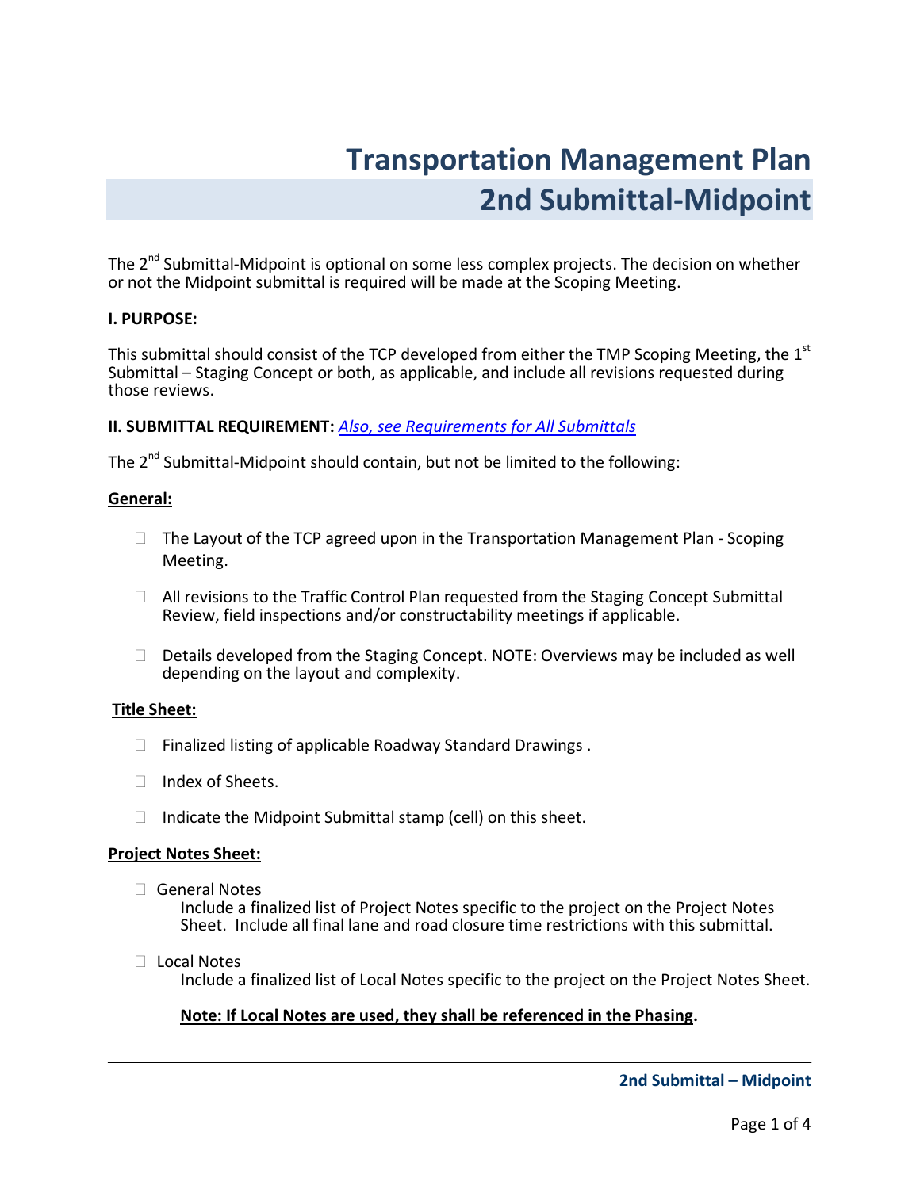# Transportation Management Plan
# 2nd Submittal-Midpoint

The 2[nd] Submittal-Midpoint is optional on some less complex projects. The decision on whether or not the Midpoint submittal is required will be made at the Scoping Meeting.

**I. PURPOSE:**

This submittal should consist of the TCP developed from either the TMP Scoping Meeting, the 1[st] Submittal – Staging Concept or both, as applicable, and include all revisions requested during those reviews.

**II. SUBMITTAL REQUIREMENT:** *Also, see Requirements for All Submittals*

The 2[nd] Submittal-Midpoint should contain, but not be limited to the following:

**General:**

- ☐ The Layout of the TCP agreed upon in the Transportation Management Plan - Scoping Meeting.
- ☐ All revisions to the Traffic Control Plan requested from the Staging Concept Submittal Review, field inspections and/or constructability meetings if applicable.
- ☐ Details developed from the Staging Concept. NOTE: Overviews may be included as well depending on the layout and complexity.

**Title Sheet:**

- ☐ Finalized listing of applicable Roadway Standard Drawings .
- ☐ Index of Sheets.
- ☐ Indicate the Midpoint Submittal stamp (cell) on this sheet.

**Project Notes Sheet:**

- ☐ General Notes
  Include a finalized list of Project Notes specific to the project on the Project Notes Sheet. Include all final lane and road closure time restrictions with this submittal.
- ☐ Local Notes
  Include a finalized list of Local Notes specific to the project on the Project Notes Sheet.

  **Note: If Local Notes are used, they shall be referenced in the Phasing.**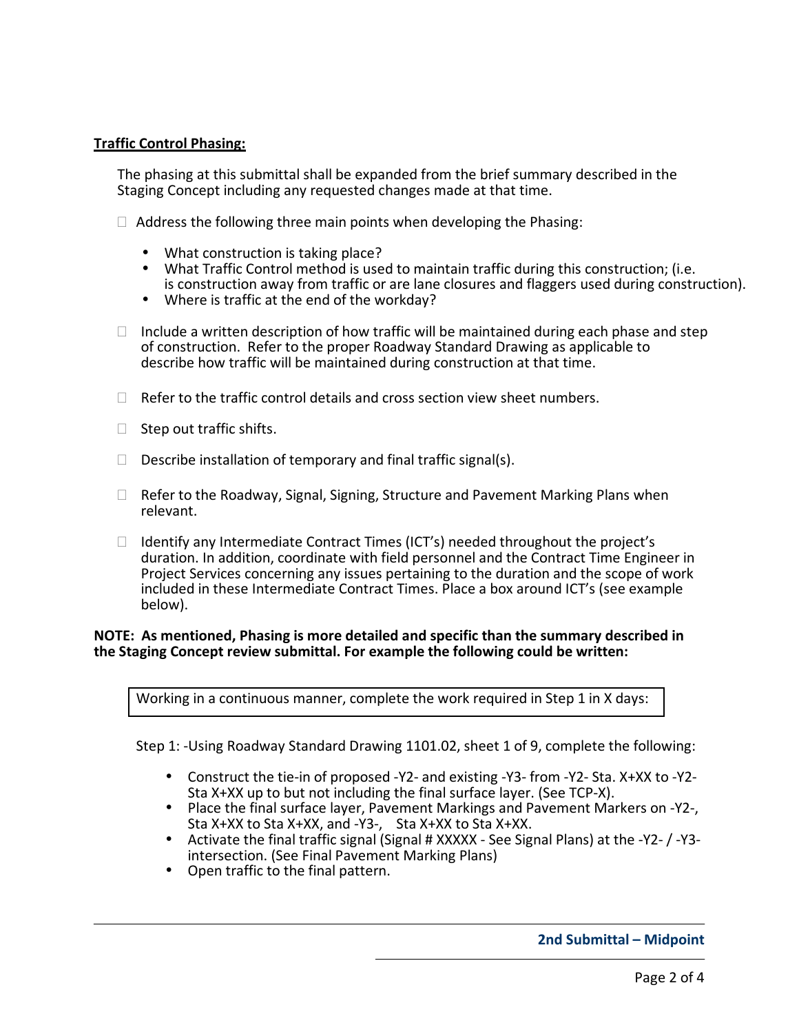**Traffic Control Phasing:**

The phasing at this submittal shall be expanded from the brief summary described in the Staging Concept including any requested changes made at that time.

- Address the following three main points when developing the Phasing:
  - What construction is taking place?
  - What Traffic Control method is used to maintain traffic during this construction; (i.e. is construction away from traffic or are lane closures and flaggers used during construction).
  - Where is traffic at the end of the workday?
- Include a written description of how traffic will be maintained during each phase and step of construction. Refer to the proper Roadway Standard Drawing as applicable to describe how traffic will be maintained during construction at that time.
- Refer to the traffic control details and cross section view sheet numbers.
- Step out traffic shifts.
- Describe installation of temporary and final traffic signal(s).
- Refer to the Roadway, Signal, Signing, Structure and Pavement Marking Plans when relevant.
- Identify any Intermediate Contract Times (ICT's) needed throughout the project's duration. In addition, coordinate with field personnel and the Contract Time Engineer in Project Services concerning any issues pertaining to the duration and the scope of work included in these Intermediate Contract Times. Place a box around ICT's (see example below).

**NOTE: As mentioned, Phasing is more detailed and specific than the summary described in the Staging Concept review submittal. For example the following could be written:**

| Working in a continuous manner, complete the work required in Step 1 in X days: |
|---|

Step 1: -Using Roadway Standard Drawing 1101.02, sheet 1 of 9, complete the following:

- Construct the tie-in of proposed -Y2- and existing -Y3- from -Y2- Sta. X+XX to -Y2- Sta X+XX up to but not including the final surface layer. (See TCP-X).
- Place the final surface layer, Pavement Markings and Pavement Markers on -Y2-, Sta X+XX to Sta X+XX, and -Y3-, Sta X+XX to Sta X+XX.
- Activate the final traffic signal (Signal # XXXXX - See Signal Plans) at the -Y2- / -Y3- intersection. (See Final Pavement Marking Plans)
- Open traffic to the final pattern.

**2nd Submittal – Midpoint**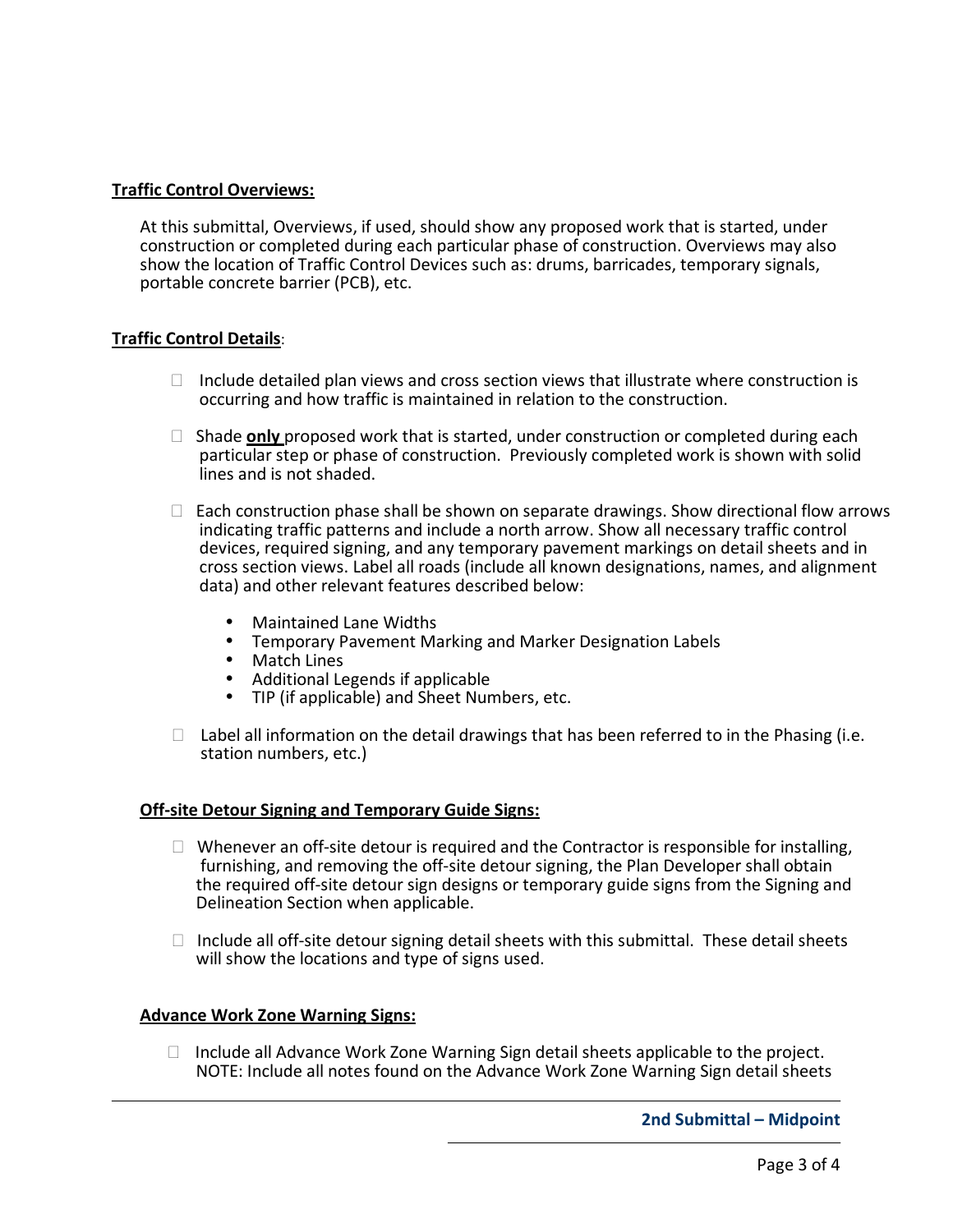**Traffic Control Overviews:**

At this submittal, Overviews, if used, should show any proposed work that is started, under construction or completed during each particular phase of construction. Overviews may also show the location of Traffic Control Devices such as: drums, barricades, temporary signals, portable concrete barrier (PCB), etc.

**Traffic Control Details**:

- ☐ Include detailed plan views and cross section views that illustrate where construction is occurring and how traffic is maintained in relation to the construction.
- ☐ Shade **only** proposed work that is started, under construction or completed during each particular step or phase of construction. Previously completed work is shown with solid lines and is not shaded.
- ☐ Each construction phase shall be shown on separate drawings. Show directional flow arrows indicating traffic patterns and include a north arrow. Show all necessary traffic control devices, required signing, and any temporary pavement markings on detail sheets and in cross section views. Label all roads (include all known designations, names, and alignment data) and other relevant features described below:
  - Maintained Lane Widths
  - Temporary Pavement Marking and Marker Designation Labels
  - Match Lines
  - Additional Legends if applicable
  - TIP (if applicable) and Sheet Numbers, etc.
- ☐ Label all information on the detail drawings that has been referred to in the Phasing (i.e. station numbers, etc.)

**Off-site Detour Signing and Temporary Guide Signs:**

- ☐ Whenever an off-site detour is required and the Contractor is responsible for installing, furnishing, and removing the off-site detour signing, the Plan Developer shall obtain the required off-site detour sign designs or temporary guide signs from the Signing and Delineation Section when applicable.
- ☐ Include all off-site detour signing detail sheets with this submittal. These detail sheets will show the locations and type of signs used.

**Advance Work Zone Warning Signs:**

- ☐ Include all Advance Work Zone Warning Sign detail sheets applicable to the project. NOTE: Include all notes found on the Advance Work Zone Warning Sign detail sheets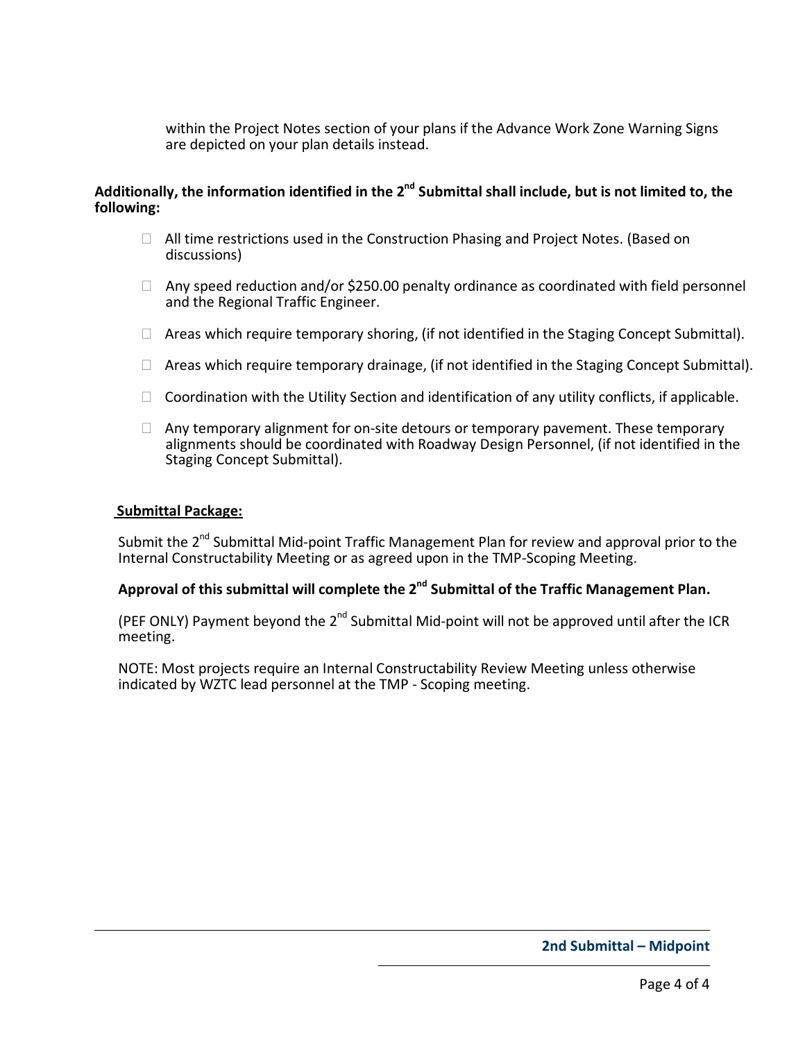within the Project Notes section of your plans if the Advance Work Zone Warning Signs are depicted on your plan details instead.

**Additionally, the information identified in the 2nd Submittal shall include, but is not limited to, the following:**

- All time restrictions used in the Construction Phasing and Project Notes. (Based on discussions)
- Any speed reduction and/or $250.00 penalty ordinance as coordinated with field personnel and the Regional Traffic Engineer.
- Areas which require temporary shoring, (if not identified in the Staging Concept Submittal).
- Areas which require temporary drainage, (if not identified in the Staging Concept Submittal).
- Coordination with the Utility Section and identification of any utility conflicts, if applicable.
- Any temporary alignment for on-site detours or temporary pavement. These temporary alignments should be coordinated with Roadway Design Personnel, (if not identified in the Staging Concept Submittal).

**Submittal Package:**

Submit the 2nd Submittal Mid-point Traffic Management Plan for review and approval prior to the Internal Constructability Meeting or as agreed upon in the TMP-Scoping Meeting.

**Approval of this submittal will complete the 2nd Submittal of the Traffic Management Plan.**

(PEF ONLY) Payment beyond the 2nd Submittal Mid-point will not be approved until after the ICR meeting.

NOTE: Most projects require an Internal Constructability Review Meeting unless otherwise indicated by WZTC lead personnel at the TMP - Scoping meeting.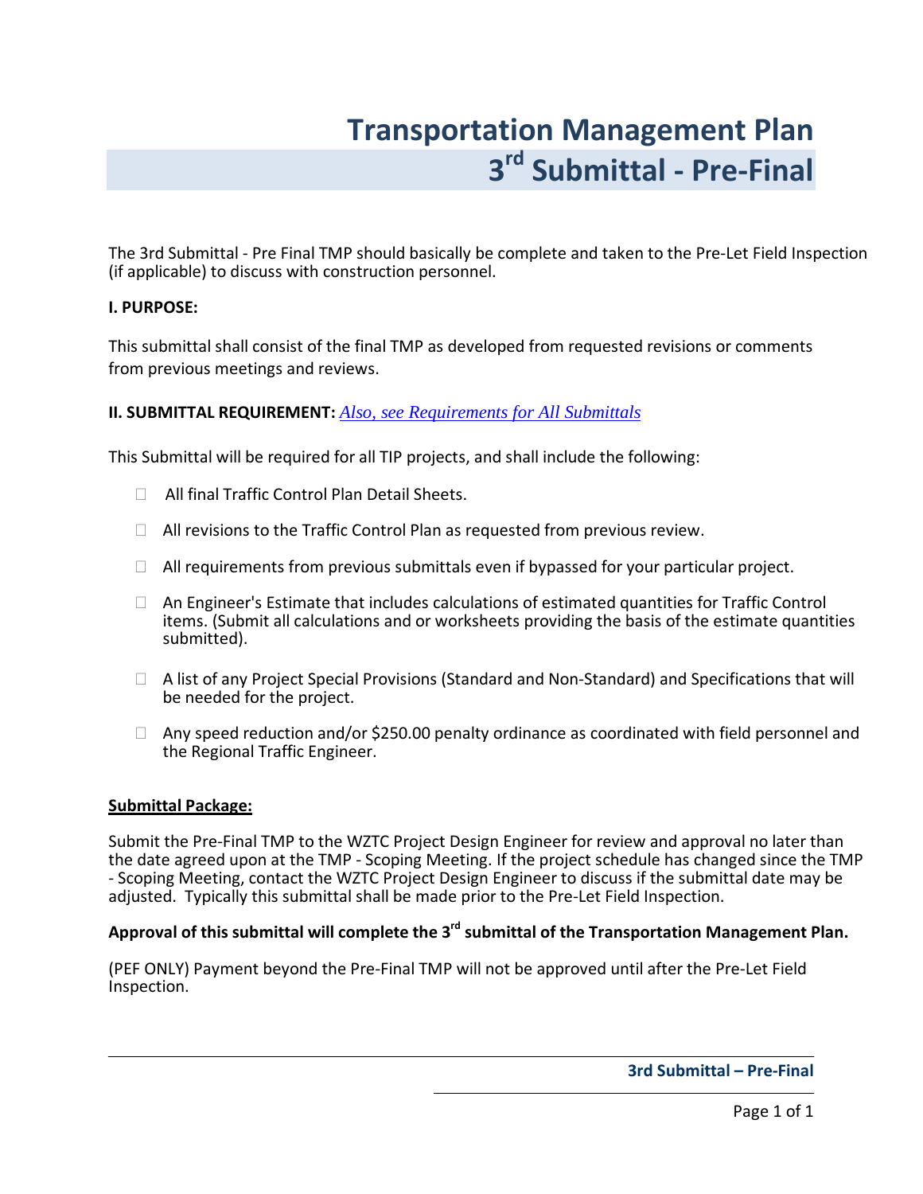# Transportation Management Plan
# 3rd Submittal - Pre-Final

The 3rd Submittal - Pre Final TMP should basically be complete and taken to the Pre-Let Field Inspection (if applicable) to discuss with construction personnel.

**I. PURPOSE:**

This submittal shall consist of the final TMP as developed from requested revisions or comments from previous meetings and reviews.

**II. SUBMITTAL REQUIREMENT:** *Also, see Requirements for All Submittals*

This Submittal will be required for all TIP projects, and shall include the following:

- All final Traffic Control Plan Detail Sheets.
- All revisions to the Traffic Control Plan as requested from previous review.
- All requirements from previous submittals even if bypassed for your particular project.
- An Engineer's Estimate that includes calculations of estimated quantities for Traffic Control items. (Submit all calculations and or worksheets providing the basis of the estimate quantities submitted).
- A list of any Project Special Provisions (Standard and Non-Standard) and Specifications that will be needed for the project.
- Any speed reduction and/or $250.00 penalty ordinance as coordinated with field personnel and the Regional Traffic Engineer.

**Submittal Package:**

Submit the Pre-Final TMP to the WZTC Project Design Engineer for review and approval no later than the date agreed upon at the TMP - Scoping Meeting. If the project schedule has changed since the TMP - Scoping Meeting, contact the WZTC Project Design Engineer to discuss if the submittal date may be adjusted. Typically this submittal shall be made prior to the Pre-Let Field Inspection.

**Approval of this submittal will complete the 3rd submittal of the Transportation Management Plan.**

(PEF ONLY) Payment beyond the Pre-Final TMP will not be approved until after the Pre-Let Field Inspection.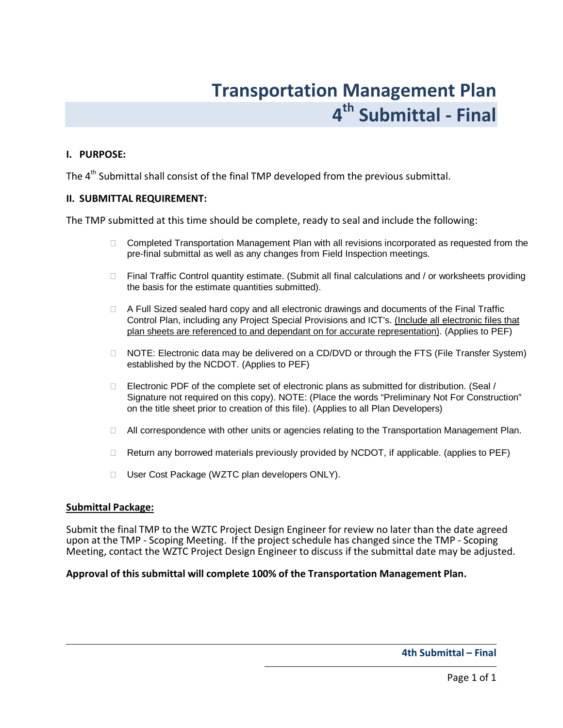# Transportation Management Plan
# 4th Submittal - Final

**I. PURPOSE:**

The 4th Submittal shall consist of the final TMP developed from the previous submittal.

**II. SUBMITTAL REQUIREMENT:**

The TMP submitted at this time should be complete, ready to seal and include the following:

- Completed Transportation Management Plan with all revisions incorporated as requested from the pre-final submittal as well as any changes from Field Inspection meetings.
- Final Traffic Control quantity estimate. (Submit all final calculations and / or worksheets providing the basis for the estimate quantities submitted).
- A Full Sized sealed hard copy and all electronic drawings and documents of the Final Traffic Control Plan, including any Project Special Provisions and ICT's. <u>(Include all electronic files that plan sheets are referenced to and dependant on for accurate representation)</u>. (Applies to PEF)
- NOTE: Electronic data may be delivered on a CD/DVD or through the FTS (File Transfer System) established by the NCDOT. (Applies to PEF)
- Electronic PDF of the complete set of electronic plans as submitted for distribution. (Seal / Signature not required on this copy). NOTE: (Place the words "Preliminary Not For Construction" on the title sheet prior to creation of this file). (Applies to all Plan Developers)
- All correspondence with other units or agencies relating to the Transportation Management Plan.
- Return any borrowed materials previously provided by NCDOT, if applicable. (applies to PEF)
- User Cost Package (WZTC plan developers ONLY).

**<u>Submittal Package:</u>**

Submit the final TMP to the WZTC Project Design Engineer for review no later than the date agreed upon at the TMP - Scoping Meeting. If the project schedule has changed since the TMP - Scoping Meeting, contact the WZTC Project Design Engineer to discuss if the submittal date may be adjusted.

**Approval of this submittal will complete 100% of the Transportation Management Plan.**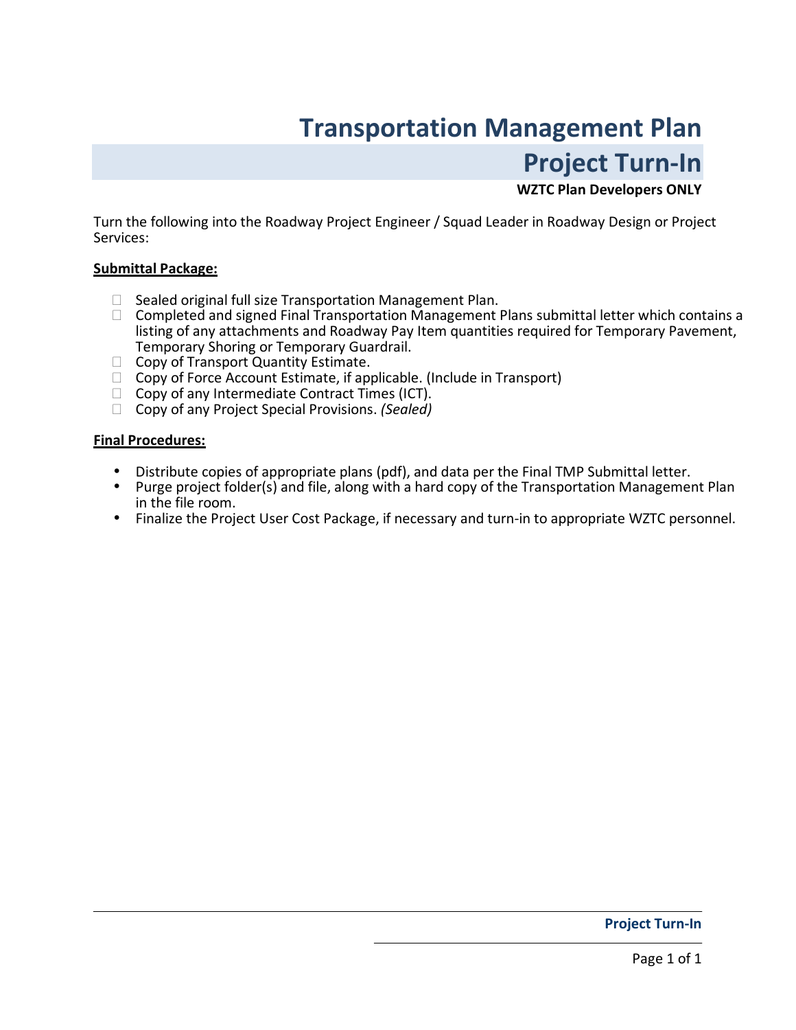# Transportation Management Plan

# Project Turn-In

**WZTC Plan Developers ONLY**

Turn the following into the Roadway Project Engineer / Squad Leader in Roadway Design or Project Services:

**Submittal Package:**

- [ ] Sealed original full size Transportation Management Plan.
- [ ] Completed and signed Final Transportation Management Plans submittal letter which contains a listing of any attachments and Roadway Pay Item quantities required for Temporary Pavement, Temporary Shoring or Temporary Guardrail.
- [ ] Copy of Transport Quantity Estimate.
- [ ] Copy of Force Account Estimate, if applicable. (Include in Transport)
- [ ] Copy of any Intermediate Contract Times (ICT).
- [ ] Copy of any Project Special Provisions. *(Sealed)*

**Final Procedures:**

- Distribute copies of appropriate plans (pdf), and data per the Final TMP Submittal letter.
- Purge project folder(s) and file, along with a hard copy of the Transportation Management Plan in the file room.
- Finalize the Project User Cost Package, if necessary and turn-in to appropriate WZTC personnel.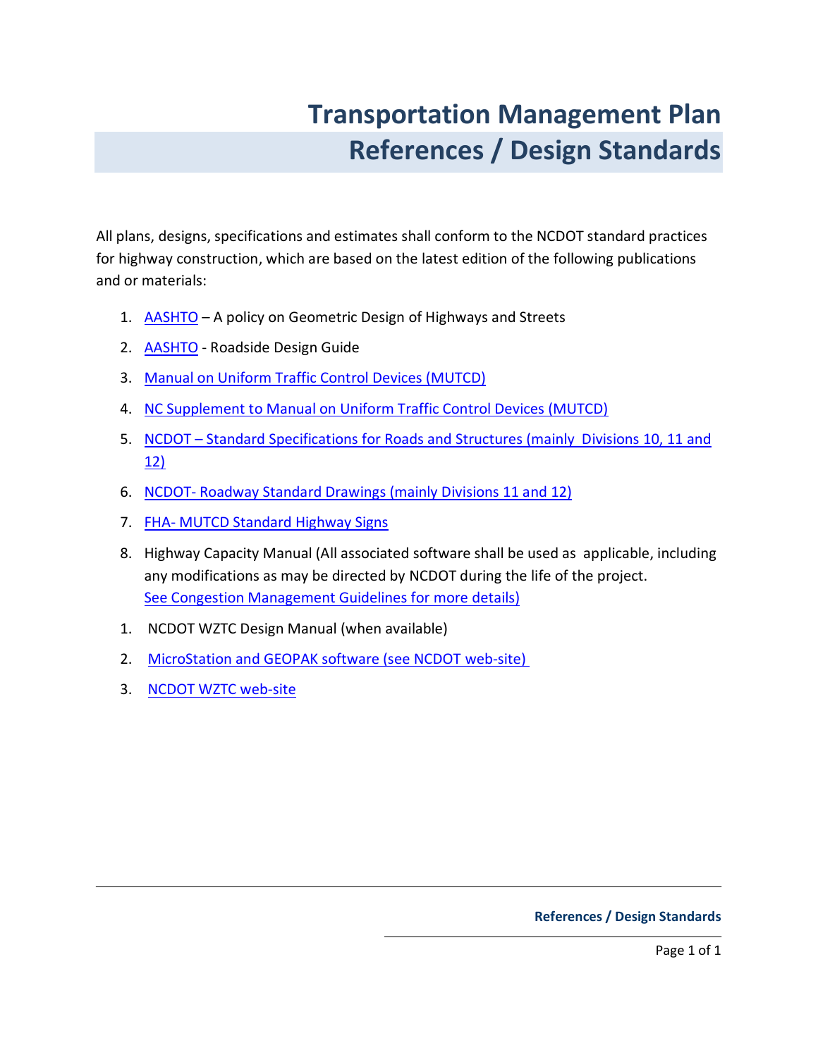# Transportation Management Plan
# References / Design Standards

All plans, designs, specifications and estimates shall conform to the NCDOT standard practices for highway construction, which are based on the latest edition of the following publications and or materials:

1. AASHTO – A policy on Geometric Design of Highways and Streets
2. AASHTO - Roadside Design Guide
3. Manual on Uniform Traffic Control Devices (MUTCD)
4. NC Supplement to Manual on Uniform Traffic Control Devices (MUTCD)
5. NCDOT – Standard Specifications for Roads and Structures (mainly Divisions 10, 11 and 12)
6. NCDOT- Roadway Standard Drawings (mainly Divisions 11 and 12)
7. FHA- MUTCD Standard Highway Signs
8. Highway Capacity Manual (All associated software shall be used as applicable, including any modifications as may be directed by NCDOT during the life of the project. See Congestion Management Guidelines for more details)

1. NCDOT WZTC Design Manual (when available)
2. MicroStation and GEOPAK software (see NCDOT web-site)
3. NCDOT WZTC web-site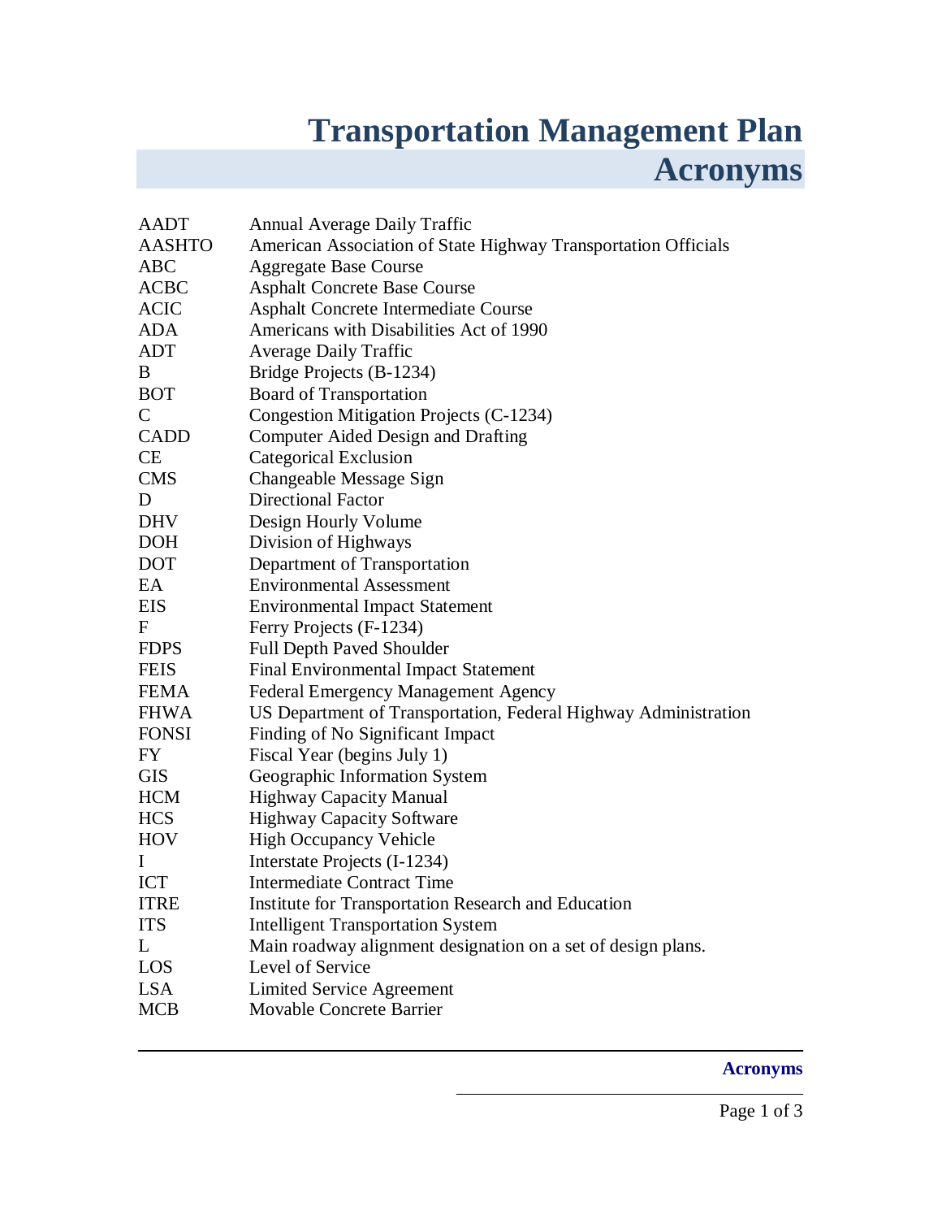# Transportation Management Plan
## Acronyms

| | |
|---|---|
| AADT | Annual Average Daily Traffic |
| AASHTO | American Association of State Highway Transportation Officials |
| ABC | Aggregate Base Course |
| ACBC | Asphalt Concrete Base Course |
| ACIC | Asphalt Concrete Intermediate Course |
| ADA | Americans with Disabilities Act of 1990 |
| ADT | Average Daily Traffic |
| B | Bridge Projects (B-1234) |
| BOT | Board of Transportation |
| C | Congestion Mitigation Projects (C-1234) |
| CADD | Computer Aided Design and Drafting |
| CE | Categorical Exclusion |
| CMS | Changeable Message Sign |
| D | Directional Factor |
| DHV | Design Hourly Volume |
| DOH | Division of Highways |
| DOT | Department of Transportation |
| EA | Environmental Assessment |
| EIS | Environmental Impact Statement |
| F | Ferry Projects (F-1234) |
| FDPS | Full Depth Paved Shoulder |
| FEIS | Final Environmental Impact Statement |
| FEMA | Federal Emergency Management Agency |
| FHWA | US Department of Transportation, Federal Highway Administration |
| FONSI | Finding of No Significant Impact |
| FY | Fiscal Year (begins July 1) |
| GIS | Geographic Information System |
| HCM | Highway Capacity Manual |
| HCS | Highway Capacity Software |
| HOV | High Occupancy Vehicle |
| I | Interstate Projects (I-1234) |
| ICT | Intermediate Contract Time |
| ITRE | Institute for Transportation Research and Education |
| ITS | Intelligent Transportation System |
| L | Main roadway alignment designation on a set of design plans. |
| LOS | Level of Service |
| LSA | Limited Service Agreement |
| MCB | Movable Concrete Barrier |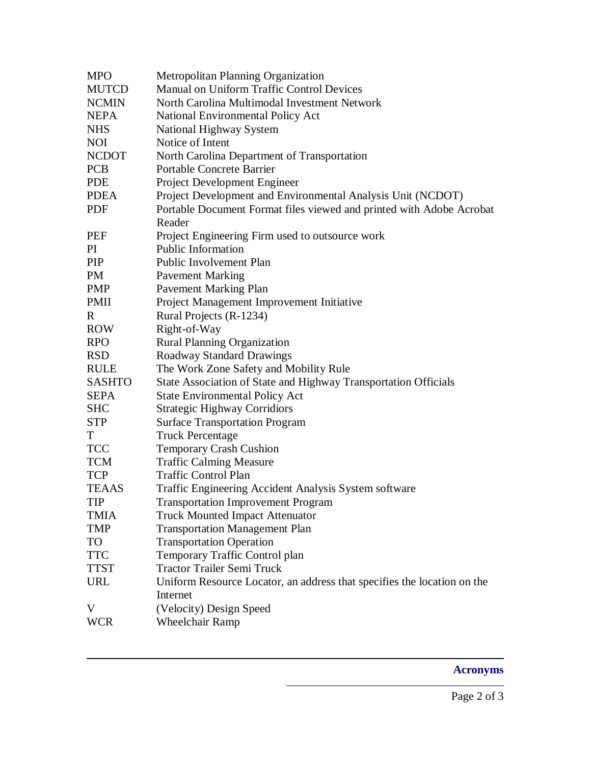| | |
|---|---|
| MPO | Metropolitan Planning Organization |
| MUTCD | Manual on Uniform Traffic Control Devices |
| NCMIN | North Carolina Multimodal Investment Network |
| NEPA | National Environmental Policy Act |
| NHS | National Highway System |
| NOI | Notice of Intent |
| NCDOT | North Carolina Department of Transportation |
| PCB | Portable Concrete Barrier |
| PDE | Project Development Engineer |
| PDEA | Project Development and Environmental Analysis Unit (NCDOT) |
| PDF | Portable Document Format files viewed and printed with Adobe Acrobat Reader |
| PEF | Project Engineering Firm used to outsource work |
| PI | Public Information |
| PIP | Public Involvement Plan |
| PM | Pavement Marking |
| PMP | Pavement Marking Plan |
| PMII | Project Management Improvement Initiative |
| R | Rural Projects (R-1234) |
| ROW | Right-of-Way |
| RPO | Rural Planning Organization |
| RSD | Roadway Standard Drawings |
| RULE | The Work Zone Safety and Mobility Rule |
| SASHTO | State Association of State and Highway Transportation Officials |
| SEPA | State Environmental Policy Act |
| SHC | Strategic Highway Corridiors |
| STP | Surface Transportation Program |
| T | Truck Percentage |
| TCC | Temporary Crash Cushion |
| TCM | Traffic Calming Measure |
| TCP | Traffic Control Plan |
| TEAAS | Traffic Engineering Accident Analysis System software |
| TIP | Transportation Improvement Program |
| TMIA | Truck Mounted Impact Attenuator |
| TMP | Transportation Management Plan |
| TO | Transportation Operation |
| TTC | Temporary Traffic Control plan |
| TTST | Tractor Trailer Semi Truck |
| URL | Uniform Resource Locator, an address that specifies the location on the Internet |
| V | (Velocity) Design Speed |
| WCR | Wheelchair Ramp |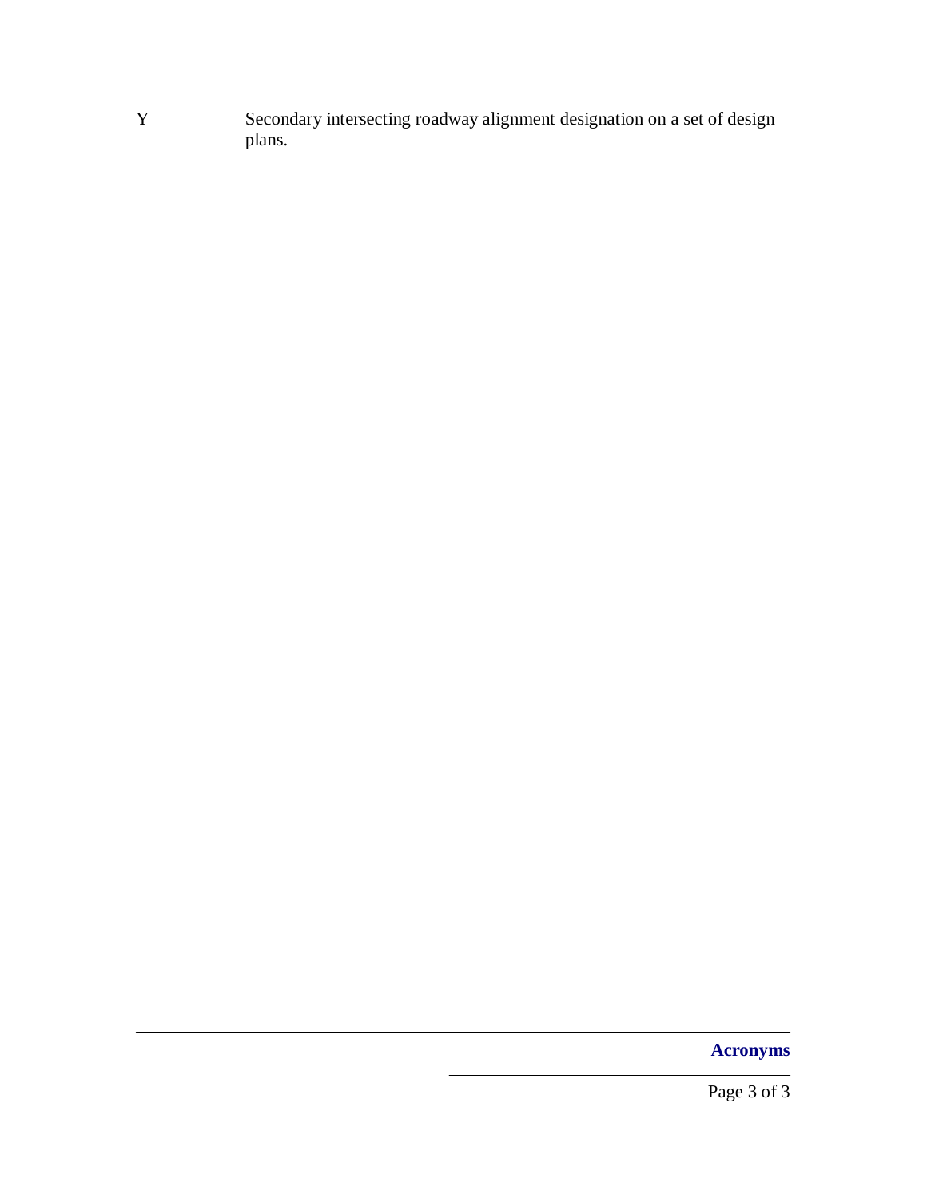Y Secondary intersecting roadway alignment designation on a set of design plans.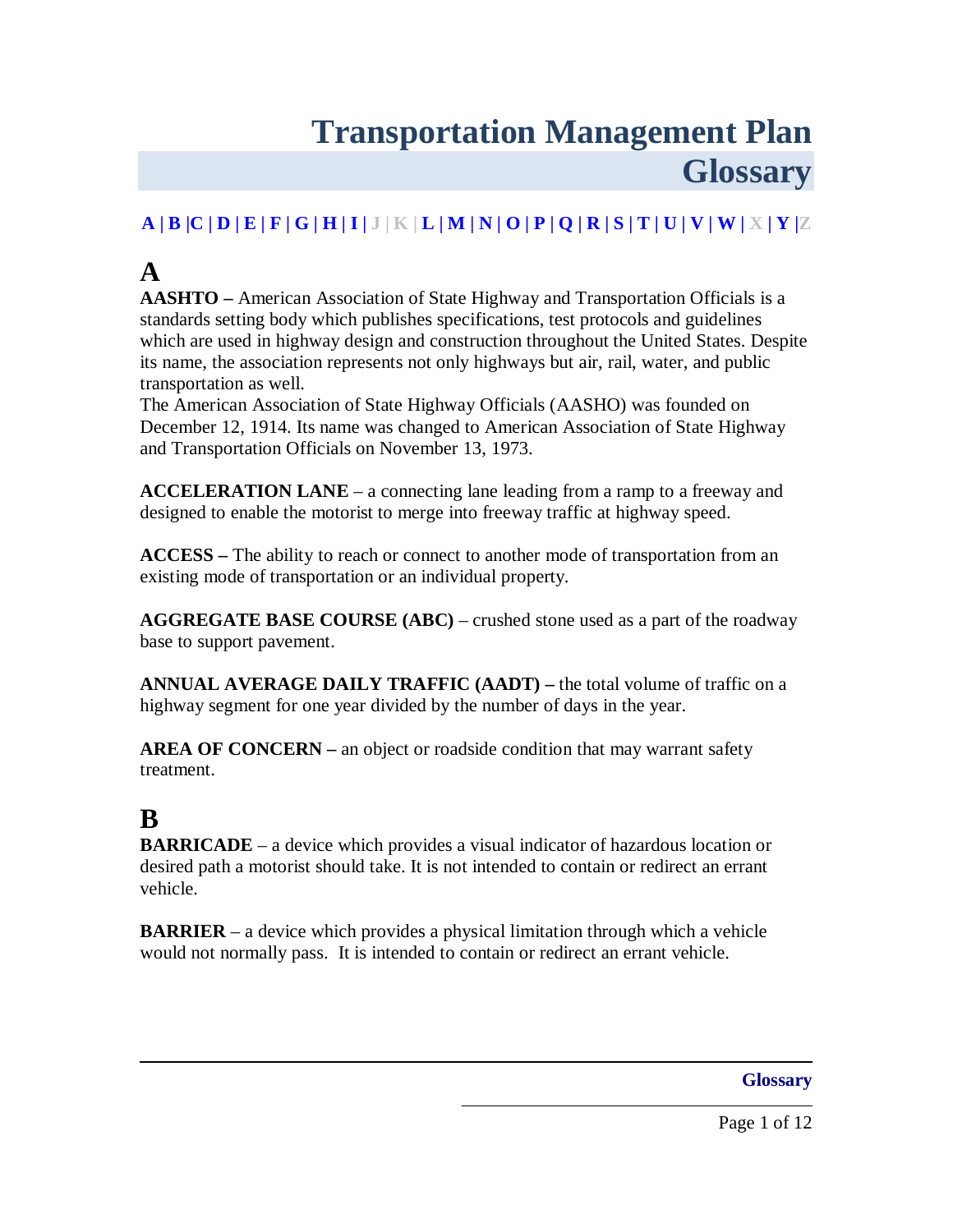# Transportation Management Plan Glossary

A | B |C | D | E | F | G | H | I | J | K | L | M | N | O | P | Q | R | S | T | U | V | W | X | Y |Z

## A

**AASHTO –** American Association of State Highway and Transportation Officials is a standards setting body which publishes specifications, test protocols and guidelines which are used in highway design and construction throughout the United States. Despite its name, the association represents not only highways but air, rail, water, and public transportation as well.
The American Association of State Highway Officials (AASHO) was founded on December 12, 1914. Its name was changed to American Association of State Highway and Transportation Officials on November 13, 1973.

**ACCELERATION LANE** – a connecting lane leading from a ramp to a freeway and designed to enable the motorist to merge into freeway traffic at highway speed.

**ACCESS –** The ability to reach or connect to another mode of transportation from an existing mode of transportation or an individual property.

**AGGREGATE BASE COURSE (ABC)** – crushed stone used as a part of the roadway base to support pavement.

**ANNUAL AVERAGE DAILY TRAFFIC (AADT) –** the total volume of traffic on a highway segment for one year divided by the number of days in the year.

**AREA OF CONCERN –** an object or roadside condition that may warrant safety treatment.

## B

**BARRICADE** – a device which provides a visual indicator of hazardous location or desired path a motorist should take. It is not intended to contain or redirect an errant vehicle.

**BARRIER** – a device which provides a physical limitation through which a vehicle would not normally pass. It is intended to contain or redirect an errant vehicle.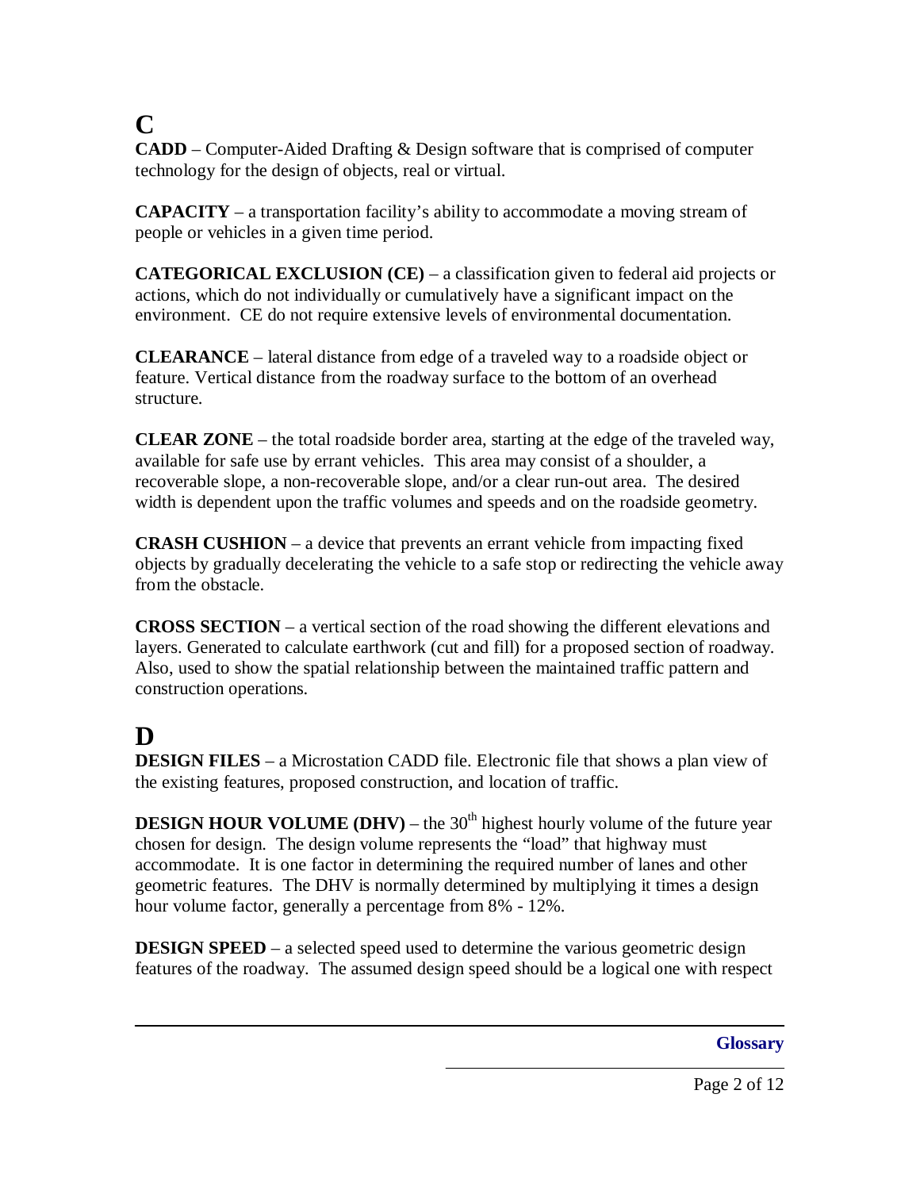# C

**CADD** – Computer-Aided Drafting & Design software that is comprised of computer technology for the design of objects, real or virtual.

**CAPACITY** – a transportation facility's ability to accommodate a moving stream of people or vehicles in a given time period.

**CATEGORICAL EXCLUSION (CE)** – a classification given to federal aid projects or actions, which do not individually or cumulatively have a significant impact on the environment. CE do not require extensive levels of environmental documentation.

**CLEARANCE** – lateral distance from edge of a traveled way to a roadside object or feature. Vertical distance from the roadway surface to the bottom of an overhead structure.

**CLEAR ZONE** – the total roadside border area, starting at the edge of the traveled way, available for safe use by errant vehicles. This area may consist of a shoulder, a recoverable slope, a non-recoverable slope, and/or a clear run-out area. The desired width is dependent upon the traffic volumes and speeds and on the roadside geometry.

**CRASH CUSHION** – a device that prevents an errant vehicle from impacting fixed objects by gradually decelerating the vehicle to a safe stop or redirecting the vehicle away from the obstacle.

**CROSS SECTION** – a vertical section of the road showing the different elevations and layers. Generated to calculate earthwork (cut and fill) for a proposed section of roadway. Also, used to show the spatial relationship between the maintained traffic pattern and construction operations.

# D

**DESIGN FILES** – a Microstation CADD file. Electronic file that shows a plan view of the existing features, proposed construction, and location of traffic.

**DESIGN HOUR VOLUME (DHV)** – the 30$^{th}$ highest hourly volume of the future year chosen for design. The design volume represents the "load" that highway must accommodate. It is one factor in determining the required number of lanes and other geometric features. The DHV is normally determined by multiplying it times a design hour volume factor, generally a percentage from 8% - 12%.

**DESIGN SPEED** – a selected speed used to determine the various geometric design features of the roadway. The assumed design speed should be a logical one with respect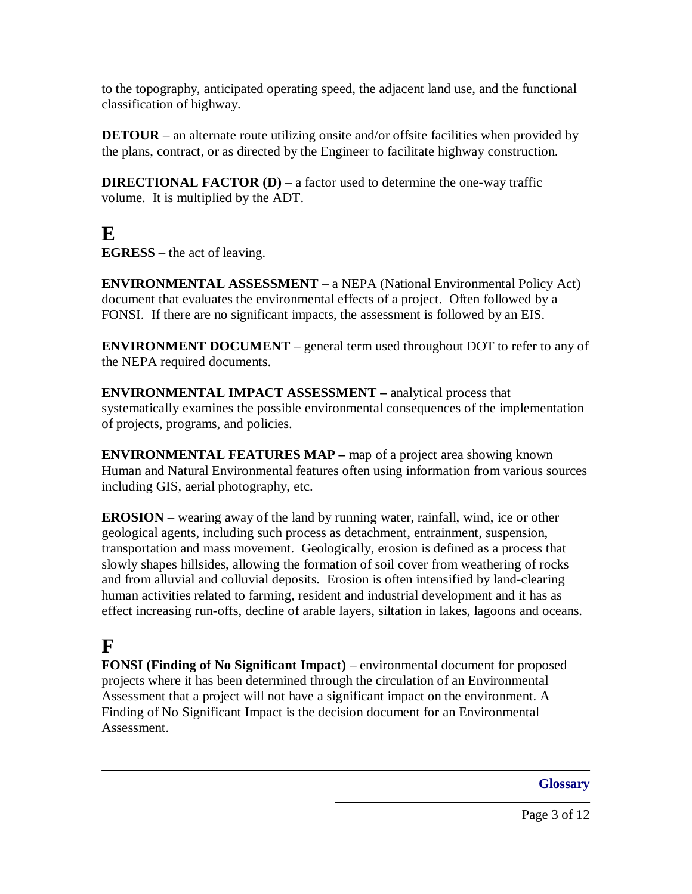to the topography, anticipated operating speed, the adjacent land use, and the functional classification of highway.

**DETOUR** – an alternate route utilizing onsite and/or offsite facilities when provided by the plans, contract, or as directed by the Engineer to facilitate highway construction.

**DIRECTIONAL FACTOR (D)** – a factor used to determine the one-way traffic volume. It is multiplied by the ADT.

# E

**EGRESS** – the act of leaving.

**ENVIRONMENTAL ASSESSMENT** – a NEPA (National Environmental Policy Act) document that evaluates the environmental effects of a project. Often followed by a FONSI. If there are no significant impacts, the assessment is followed by an EIS.

**ENVIRONMENT DOCUMENT** – general term used throughout DOT to refer to any of the NEPA required documents.

**ENVIRONMENTAL IMPACT ASSESSMENT –** analytical process that systematically examines the possible environmental consequences of the implementation of projects, programs, and policies.

**ENVIRONMENTAL FEATURES MAP –** map of a project area showing known Human and Natural Environmental features often using information from various sources including GIS, aerial photography, etc.

**EROSION** – wearing away of the land by running water, rainfall, wind, ice or other geological agents, including such process as detachment, entrainment, suspension, transportation and mass movement. Geologically, erosion is defined as a process that slowly shapes hillsides, allowing the formation of soil cover from weathering of rocks and from alluvial and colluvial deposits. Erosion is often intensified by land-clearing human activities related to farming, resident and industrial development and it has as effect increasing run-offs, decline of arable layers, siltation in lakes, lagoons and oceans.

# F

**FONSI (Finding of No Significant Impact)** – environmental document for proposed projects where it has been determined through the circulation of an Environmental Assessment that a project will not have a significant impact on the environment. A Finding of No Significant Impact is the decision document for an Environmental Assessment.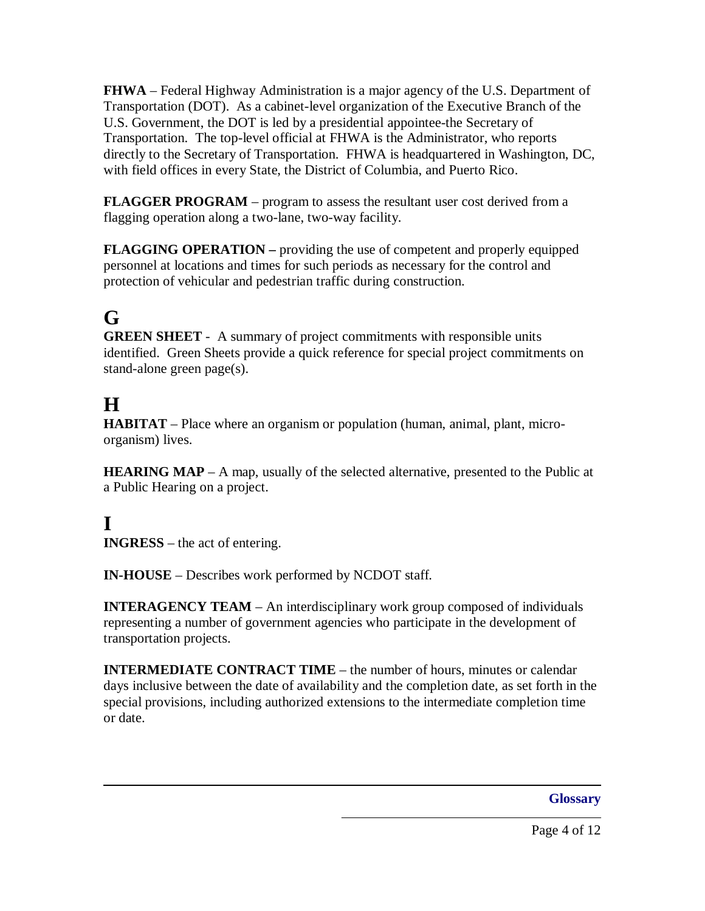**FHWA** – Federal Highway Administration is a major agency of the U.S. Department of Transportation (DOT). As a cabinet-level organization of the Executive Branch of the U.S. Government, the DOT is led by a presidential appointee-the Secretary of Transportation. The top-level official at FHWA is the Administrator, who reports directly to the Secretary of Transportation. FHWA is headquartered in Washington, DC, with field offices in every State, the District of Columbia, and Puerto Rico.

**FLAGGER PROGRAM** – program to assess the resultant user cost derived from a flagging operation along a two-lane, two-way facility.

**FLAGGING OPERATION –** providing the use of competent and properly equipped personnel at locations and times for such periods as necessary for the control and protection of vehicular and pedestrian traffic during construction.

# G

**GREEN SHEET** - A summary of project commitments with responsible units identified. Green Sheets provide a quick reference for special project commitments on stand-alone green page(s).

# H

**HABITAT** – Place where an organism or population (human, animal, plant, micro-organism) lives.

**HEARING MAP** – A map, usually of the selected alternative, presented to the Public at a Public Hearing on a project.

# I

**INGRESS** – the act of entering.

**IN-HOUSE** – Describes work performed by NCDOT staff.

**INTERAGENCY TEAM** – An interdisciplinary work group composed of individuals representing a number of government agencies who participate in the development of transportation projects.

**INTERMEDIATE CONTRACT TIME** – the number of hours, minutes or calendar days inclusive between the date of availability and the completion date, as set forth in the special provisions, including authorized extensions to the intermediate completion time or date.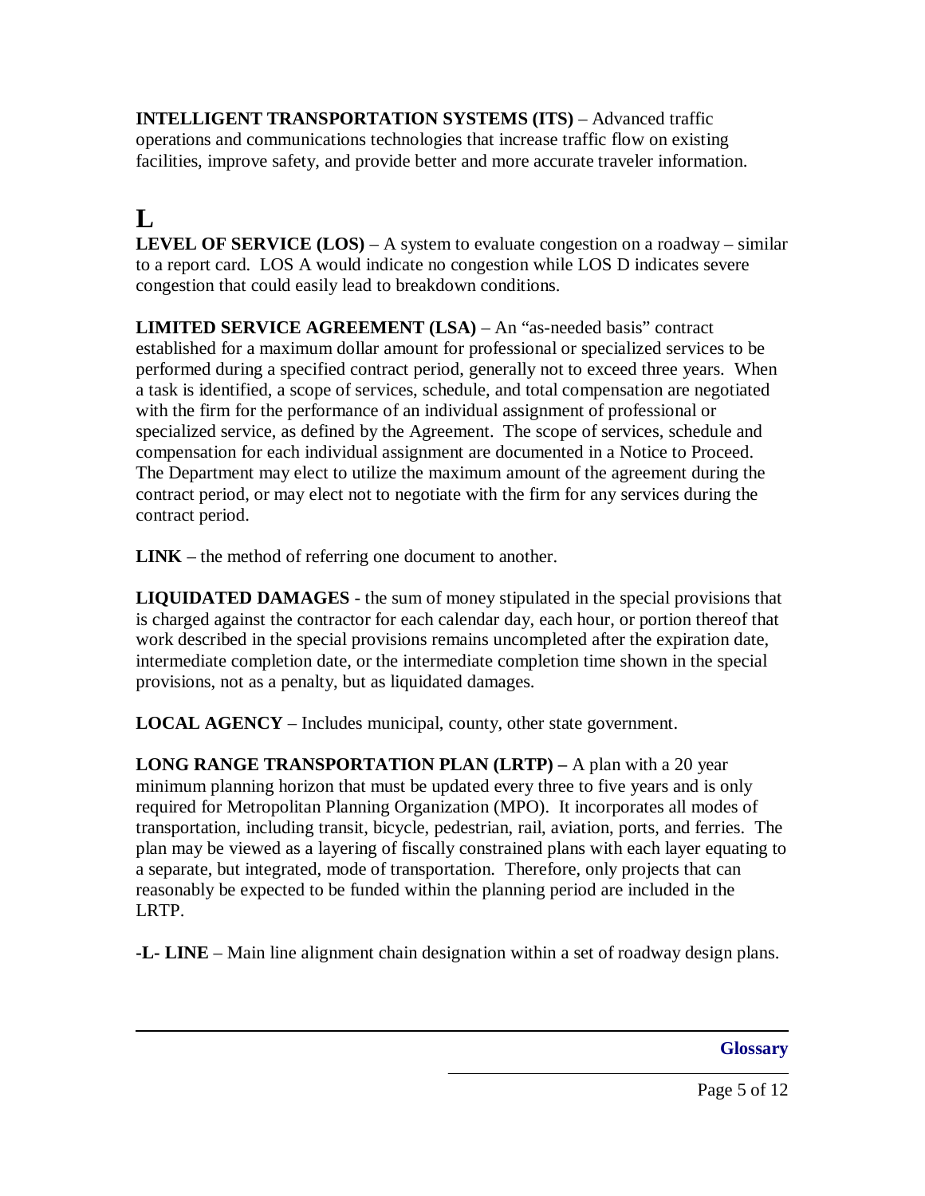**INTELLIGENT TRANSPORTATION SYSTEMS (ITS)** – Advanced traffic operations and communications technologies that increase traffic flow on existing facilities, improve safety, and provide better and more accurate traveler information.

# L

**LEVEL OF SERVICE (LOS)** – A system to evaluate congestion on a roadway – similar to a report card. LOS A would indicate no congestion while LOS D indicates severe congestion that could easily lead to breakdown conditions.

**LIMITED SERVICE AGREEMENT (LSA)** – An "as-needed basis" contract established for a maximum dollar amount for professional or specialized services to be performed during a specified contract period, generally not to exceed three years. When a task is identified, a scope of services, schedule, and total compensation are negotiated with the firm for the performance of an individual assignment of professional or specialized service, as defined by the Agreement. The scope of services, schedule and compensation for each individual assignment are documented in a Notice to Proceed. The Department may elect to utilize the maximum amount of the agreement during the contract period, or may elect not to negotiate with the firm for any services during the contract period.

**LINK** – the method of referring one document to another.

**LIQUIDATED DAMAGES** - the sum of money stipulated in the special provisions that is charged against the contractor for each calendar day, each hour, or portion thereof that work described in the special provisions remains uncompleted after the expiration date, intermediate completion date, or the intermediate completion time shown in the special provisions, not as a penalty, but as liquidated damages.

**LOCAL AGENCY** – Includes municipal, county, other state government.

**LONG RANGE TRANSPORTATION PLAN (LRTP) –** A plan with a 20 year minimum planning horizon that must be updated every three to five years and is only required for Metropolitan Planning Organization (MPO). It incorporates all modes of transportation, including transit, bicycle, pedestrian, rail, aviation, ports, and ferries. The plan may be viewed as a layering of fiscally constrained plans with each layer equating to a separate, but integrated, mode of transportation. Therefore, only projects that can reasonably be expected to be funded within the planning period are included in the LRTP.

**-L- LINE** – Main line alignment chain designation within a set of roadway design plans.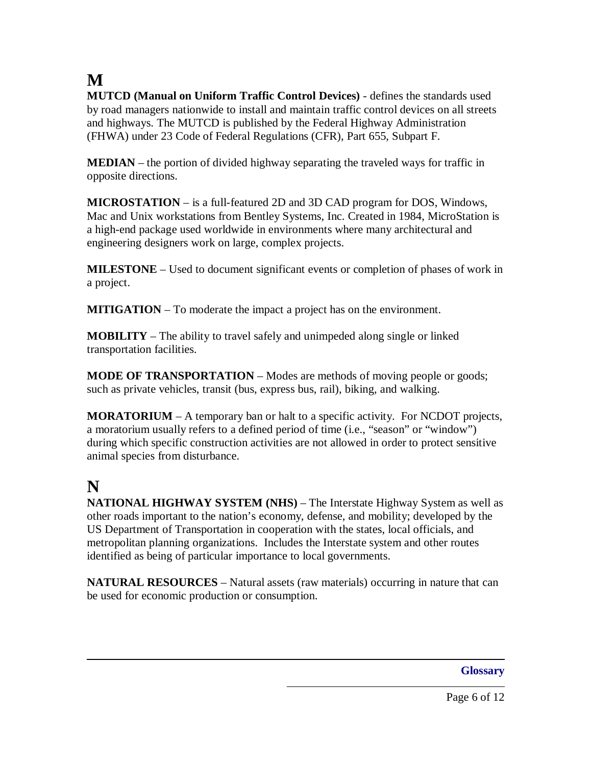# M

**MUTCD (Manual on Uniform Traffic Control Devices)** - defines the standards used by road managers nationwide to install and maintain traffic control devices on all streets and highways. The MUTCD is published by the Federal Highway Administration (FHWA) under 23 Code of Federal Regulations (CFR), Part 655, Subpart F.

**MEDIAN** – the portion of divided highway separating the traveled ways for traffic in opposite directions.

**MICROSTATION** – is a full-featured 2D and 3D CAD program for DOS, Windows, Mac and Unix workstations from Bentley Systems, Inc. Created in 1984, MicroStation is a high-end package used worldwide in environments where many architectural and engineering designers work on large, complex projects.

**MILESTONE** – Used to document significant events or completion of phases of work in a project.

**MITIGATION** – To moderate the impact a project has on the environment.

**MOBILITY** – The ability to travel safely and unimpeded along single or linked transportation facilities.

**MODE OF TRANSPORTATION** – Modes are methods of moving people or goods; such as private vehicles, transit (bus, express bus, rail), biking, and walking.

**MORATORIUM** – A temporary ban or halt to a specific activity. For NCDOT projects, a moratorium usually refers to a defined period of time (i.e., "season" or "window") during which specific construction activities are not allowed in order to protect sensitive animal species from disturbance.

# N

**NATIONAL HIGHWAY SYSTEM (NHS)** – The Interstate Highway System as well as other roads important to the nation's economy, defense, and mobility; developed by the US Department of Transportation in cooperation with the states, local officials, and metropolitan planning organizations. Includes the Interstate system and other routes identified as being of particular importance to local governments.

**NATURAL RESOURCES** – Natural assets (raw materials) occurring in nature that can be used for economic production or consumption.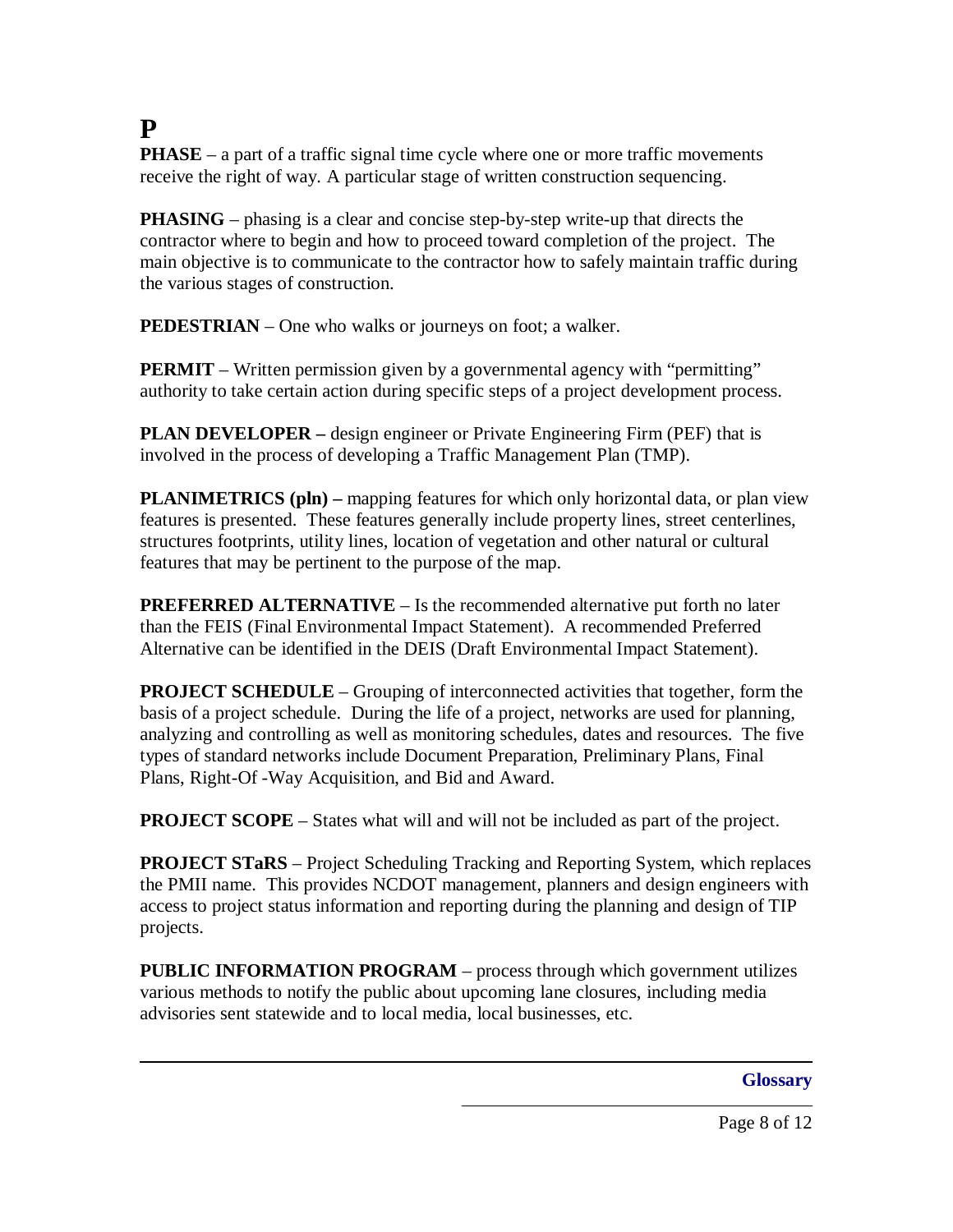# P

**PHASE** – a part of a traffic signal time cycle where one or more traffic movements receive the right of way. A particular stage of written construction sequencing.

**PHASING** – phasing is a clear and concise step-by-step write-up that directs the contractor where to begin and how to proceed toward completion of the project. The main objective is to communicate to the contractor how to safely maintain traffic during the various stages of construction.

**PEDESTRIAN** – One who walks or journeys on foot; a walker.

**PERMIT** – Written permission given by a governmental agency with "permitting" authority to take certain action during specific steps of a project development process.

**PLAN DEVELOPER –** design engineer or Private Engineering Firm (PEF) that is involved in the process of developing a Traffic Management Plan (TMP).

**PLANIMETRICS (pln) –** mapping features for which only horizontal data, or plan view features is presented. These features generally include property lines, street centerlines, structures footprints, utility lines, location of vegetation and other natural or cultural features that may be pertinent to the purpose of the map.

**PREFERRED ALTERNATIVE** – Is the recommended alternative put forth no later than the FEIS (Final Environmental Impact Statement). A recommended Preferred Alternative can be identified in the DEIS (Draft Environmental Impact Statement).

**PROJECT SCHEDULE** – Grouping of interconnected activities that together, form the basis of a project schedule. During the life of a project, networks are used for planning, analyzing and controlling as well as monitoring schedules, dates and resources. The five types of standard networks include Document Preparation, Preliminary Plans, Final Plans, Right-Of -Way Acquisition, and Bid and Award.

**PROJECT SCOPE** – States what will and will not be included as part of the project.

**PROJECT STaRS** – Project Scheduling Tracking and Reporting System, which replaces the PMII name. This provides NCDOT management, planners and design engineers with access to project status information and reporting during the planning and design of TIP projects.

**PUBLIC INFORMATION PROGRAM** – process through which government utilizes various methods to notify the public about upcoming lane closures, including media advisories sent statewide and to local media, local businesses, etc.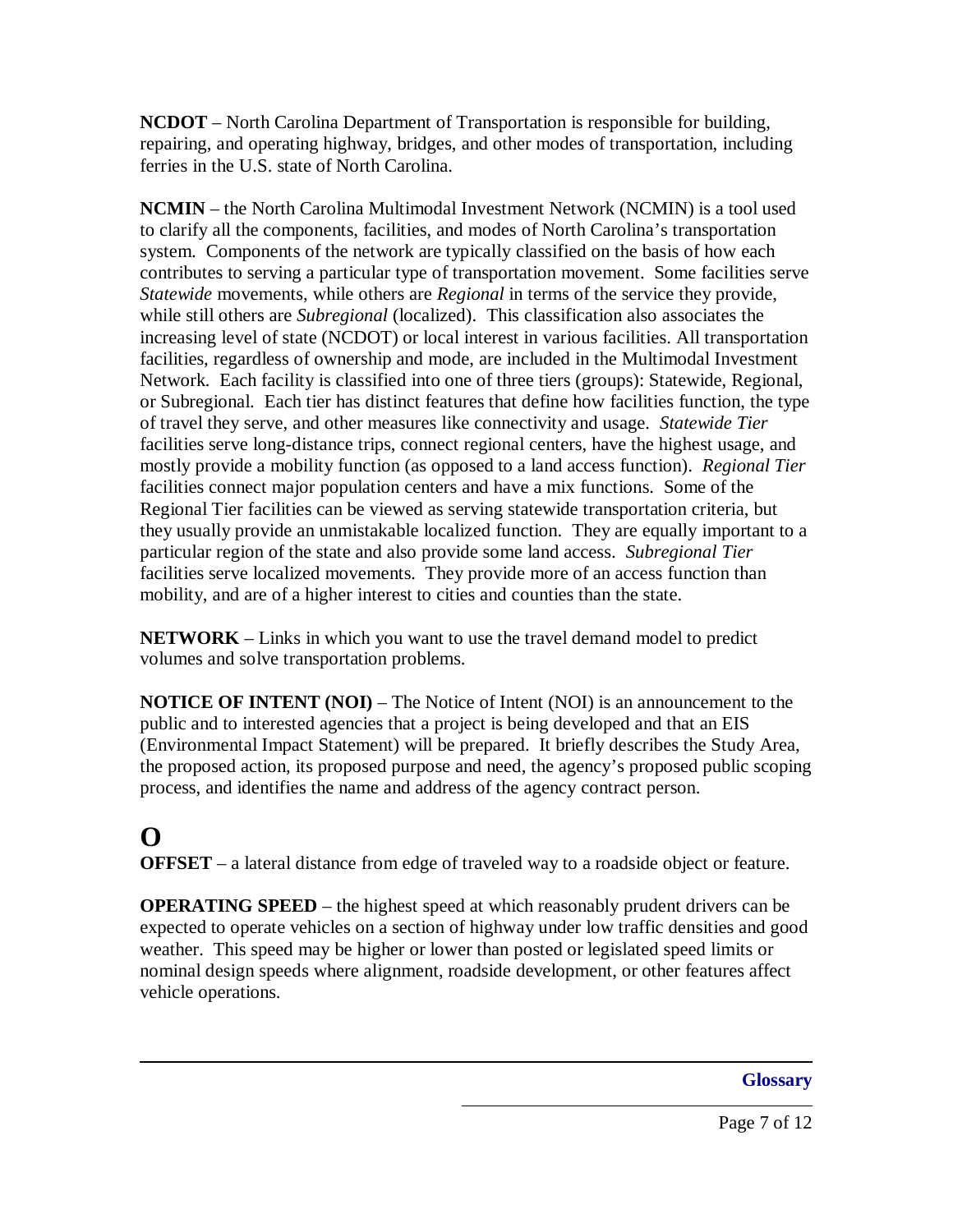**NCDOT** – North Carolina Department of Transportation is responsible for building, repairing, and operating highway, bridges, and other modes of transportation, including ferries in the U.S. state of North Carolina.

**NCMIN** – the North Carolina Multimodal Investment Network (NCMIN) is a tool used to clarify all the components, facilities, and modes of North Carolina's transportation system. Components of the network are typically classified on the basis of how each contributes to serving a particular type of transportation movement. Some facilities serve *Statewide* movements, while others are *Regional* in terms of the service they provide, while still others are *Subregional* (localized). This classification also associates the increasing level of state (NCDOT) or local interest in various facilities. All transportation facilities, regardless of ownership and mode, are included in the Multimodal Investment Network. Each facility is classified into one of three tiers (groups): Statewide, Regional, or Subregional. Each tier has distinct features that define how facilities function, the type of travel they serve, and other measures like connectivity and usage. *Statewide Tier* facilities serve long-distance trips, connect regional centers, have the highest usage, and mostly provide a mobility function (as opposed to a land access function). *Regional Tier* facilities connect major population centers and have a mix functions. Some of the Regional Tier facilities can be viewed as serving statewide transportation criteria, but they usually provide an unmistakable localized function. They are equally important to a particular region of the state and also provide some land access. *Subregional Tier* facilities serve localized movements. They provide more of an access function than mobility, and are of a higher interest to cities and counties than the state.

**NETWORK** – Links in which you want to use the travel demand model to predict volumes and solve transportation problems.

**NOTICE OF INTENT (NOI)** – The Notice of Intent (NOI) is an announcement to the public and to interested agencies that a project is being developed and that an EIS (Environmental Impact Statement) will be prepared. It briefly describes the Study Area, the proposed action, its proposed purpose and need, the agency's proposed public scoping process, and identifies the name and address of the agency contract person.

# O

**OFFSET** – a lateral distance from edge of traveled way to a roadside object or feature.

**OPERATING SPEED** – the highest speed at which reasonably prudent drivers can be expected to operate vehicles on a section of highway under low traffic densities and good weather. This speed may be higher or lower than posted or legislated speed limits or nominal design speeds where alignment, roadside development, or other features affect vehicle operations.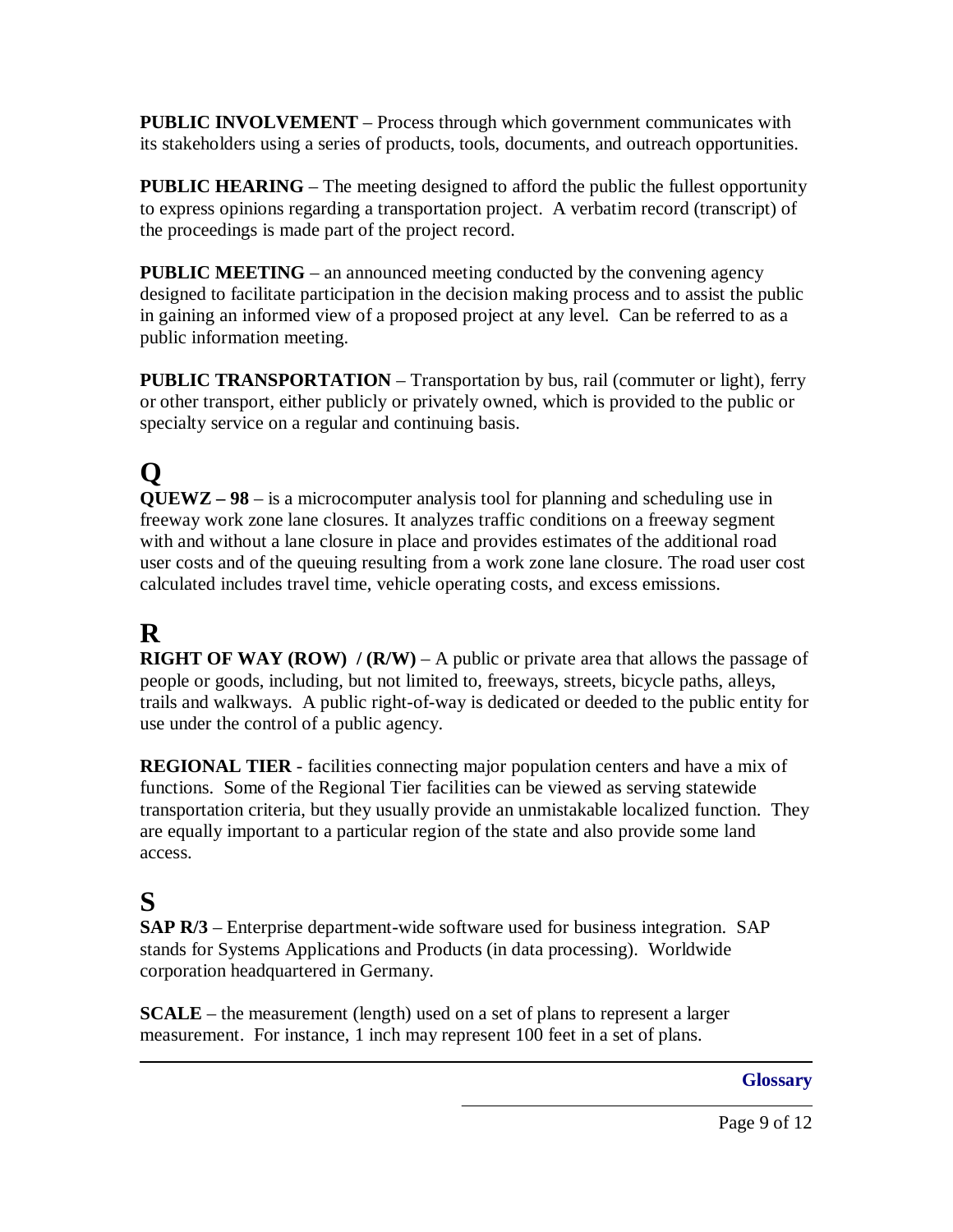**PUBLIC INVOLVEMENT** – Process through which government communicates with its stakeholders using a series of products, tools, documents, and outreach opportunities.

**PUBLIC HEARING** – The meeting designed to afford the public the fullest opportunity to express opinions regarding a transportation project. A verbatim record (transcript) of the proceedings is made part of the project record.

**PUBLIC MEETING** – an announced meeting conducted by the convening agency designed to facilitate participation in the decision making process and to assist the public in gaining an informed view of a proposed project at any level. Can be referred to as a public information meeting.

**PUBLIC TRANSPORTATION** – Transportation by bus, rail (commuter or light), ferry or other transport, either publicly or privately owned, which is provided to the public or specialty service on a regular and continuing basis.

# Q

**QUEWZ – 98** – is a microcomputer analysis tool for planning and scheduling use in freeway work zone lane closures. It analyzes traffic conditions on a freeway segment with and without a lane closure in place and provides estimates of the additional road user costs and of the queuing resulting from a work zone lane closure. The road user cost calculated includes travel time, vehicle operating costs, and excess emissions.

# R

**RIGHT OF WAY (ROW) / (R/W)** – A public or private area that allows the passage of people or goods, including, but not limited to, freeways, streets, bicycle paths, alleys, trails and walkways. A public right-of-way is dedicated or deeded to the public entity for use under the control of a public agency.

**REGIONAL TIER** - facilities connecting major population centers and have a mix of functions. Some of the Regional Tier facilities can be viewed as serving statewide transportation criteria, but they usually provide an unmistakable localized function. They are equally important to a particular region of the state and also provide some land access.

# S

**SAP R/3** – Enterprise department-wide software used for business integration. SAP stands for Systems Applications and Products (in data processing). Worldwide corporation headquartered in Germany.

**SCALE** – the measurement (length) used on a set of plans to represent a larger measurement. For instance, 1 inch may represent 100 feet in a set of plans.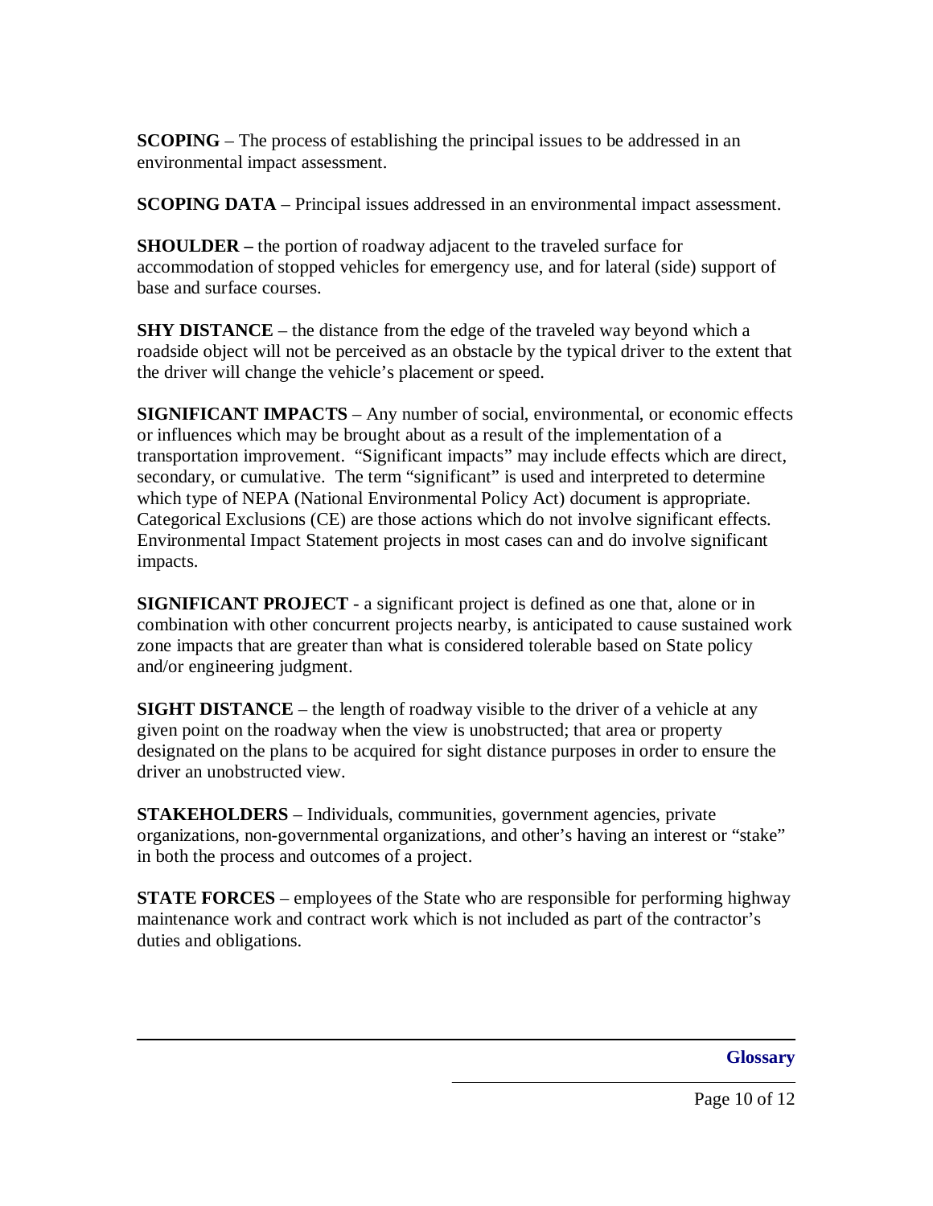**SCOPING** – The process of establishing the principal issues to be addressed in an environmental impact assessment.

**SCOPING DATA** – Principal issues addressed in an environmental impact assessment.

**SHOULDER –** the portion of roadway adjacent to the traveled surface for accommodation of stopped vehicles for emergency use, and for lateral (side) support of base and surface courses.

**SHY DISTANCE** – the distance from the edge of the traveled way beyond which a roadside object will not be perceived as an obstacle by the typical driver to the extent that the driver will change the vehicle's placement or speed.

**SIGNIFICANT IMPACTS** – Any number of social, environmental, or economic effects or influences which may be brought about as a result of the implementation of a transportation improvement. "Significant impacts" may include effects which are direct, secondary, or cumulative. The term "significant" is used and interpreted to determine which type of NEPA (National Environmental Policy Act) document is appropriate. Categorical Exclusions (CE) are those actions which do not involve significant effects. Environmental Impact Statement projects in most cases can and do involve significant impacts.

**SIGNIFICANT PROJECT** - a significant project is defined as one that, alone or in combination with other concurrent projects nearby, is anticipated to cause sustained work zone impacts that are greater than what is considered tolerable based on State policy and/or engineering judgment.

**SIGHT DISTANCE** – the length of roadway visible to the driver of a vehicle at any given point on the roadway when the view is unobstructed; that area or property designated on the plans to be acquired for sight distance purposes in order to ensure the driver an unobstructed view.

**STAKEHOLDERS** – Individuals, communities, government agencies, private organizations, non-governmental organizations, and other's having an interest or "stake" in both the process and outcomes of a project.

**STATE FORCES** – employees of the State who are responsible for performing highway maintenance work and contract work which is not included as part of the contractor's duties and obligations.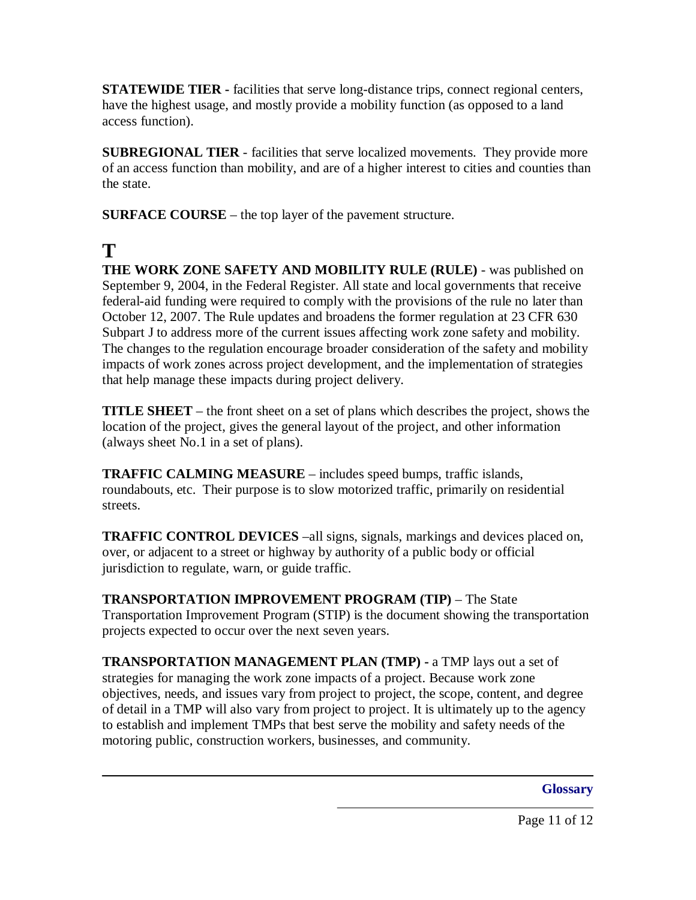**STATEWIDE TIER -** facilities that serve long-distance trips, connect regional centers, have the highest usage, and mostly provide a mobility function (as opposed to a land access function).

**SUBREGIONAL TIER** - facilities that serve localized movements. They provide more of an access function than mobility, and are of a higher interest to cities and counties than the state.

**SURFACE COURSE** – the top layer of the pavement structure.

# T

**THE WORK ZONE SAFETY AND MOBILITY RULE (RULE)** - was published on September 9, 2004, in the Federal Register. All state and local governments that receive federal-aid funding were required to comply with the provisions of the rule no later than October 12, 2007. The Rule updates and broadens the former regulation at 23 CFR 630 Subpart J to address more of the current issues affecting work zone safety and mobility. The changes to the regulation encourage broader consideration of the safety and mobility impacts of work zones across project development, and the implementation of strategies that help manage these impacts during project delivery.

**TITLE SHEET** – the front sheet on a set of plans which describes the project, shows the location of the project, gives the general layout of the project, and other information (always sheet No.1 in a set of plans).

**TRAFFIC CALMING MEASURE** – includes speed bumps, traffic islands, roundabouts, etc. Their purpose is to slow motorized traffic, primarily on residential streets.

**TRAFFIC CONTROL DEVICES** –all signs, signals, markings and devices placed on, over, or adjacent to a street or highway by authority of a public body or official jurisdiction to regulate, warn, or guide traffic.

**TRANSPORTATION IMPROVEMENT PROGRAM (TIP)** – The State Transportation Improvement Program (STIP) is the document showing the transportation projects expected to occur over the next seven years.

**TRANSPORTATION MANAGEMENT PLAN (TMP) -** a TMP lays out a set of strategies for managing the work zone impacts of a project. Because work zone objectives, needs, and issues vary from project to project, the scope, content, and degree of detail in a TMP will also vary from project to project. It is ultimately up to the agency to establish and implement TMPs that best serve the mobility and safety needs of the motoring public, construction workers, businesses, and community.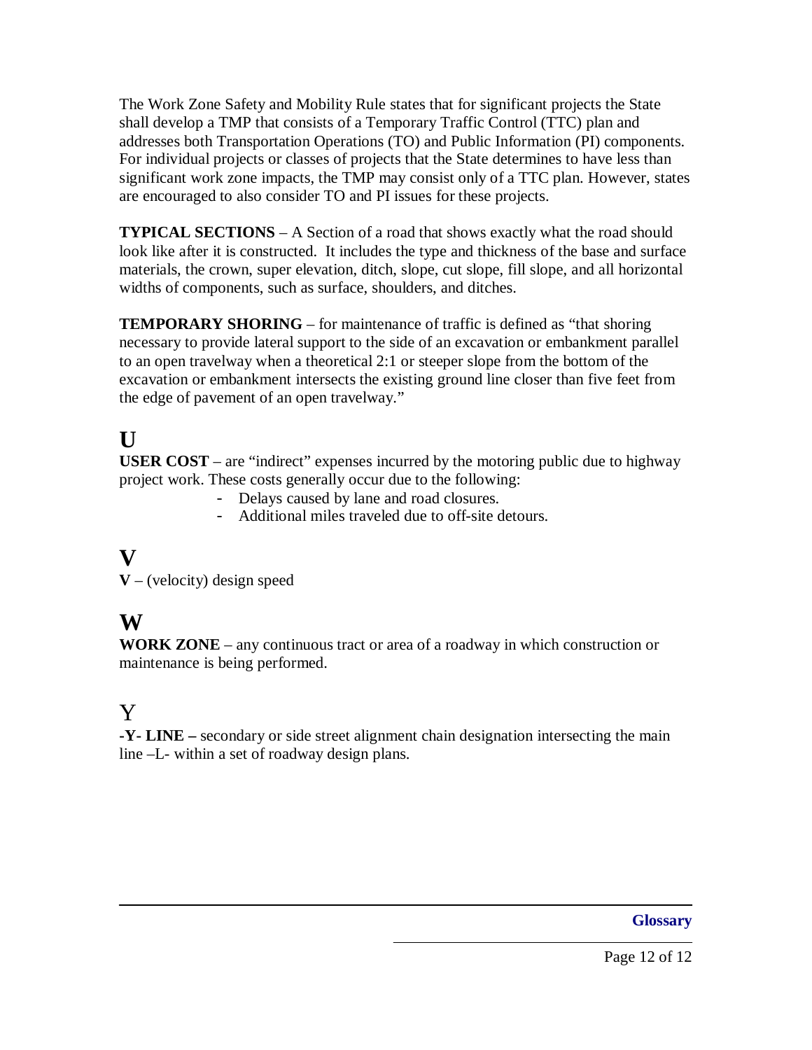The Work Zone Safety and Mobility Rule states that for significant projects the State shall develop a TMP that consists of a Temporary Traffic Control (TTC) plan and addresses both Transportation Operations (TO) and Public Information (PI) components. For individual projects or classes of projects that the State determines to have less than significant work zone impacts, the TMP may consist only of a TTC plan. However, states are encouraged to also consider TO and PI issues for these projects.

**TYPICAL SECTIONS** – A Section of a road that shows exactly what the road should look like after it is constructed. It includes the type and thickness of the base and surface materials, the crown, super elevation, ditch, slope, cut slope, fill slope, and all horizontal widths of components, such as surface, shoulders, and ditches.

**TEMPORARY SHORING** – for maintenance of traffic is defined as "that shoring necessary to provide lateral support to the side of an excavation or embankment parallel to an open travelway when a theoretical 2:1 or steeper slope from the bottom of the excavation or embankment intersects the existing ground line closer than five feet from the edge of pavement of an open travelway."

# U

**USER COST** – are "indirect" expenses incurred by the motoring public due to highway project work. These costs generally occur due to the following:

- Delays caused by lane and road closures.
- Additional miles traveled due to off-site detours.

# V

**V** – (velocity) design speed

# W

**WORK ZONE** – any continuous tract or area of a roadway in which construction or maintenance is being performed.

# Y

**-Y- LINE –** secondary or side street alignment chain designation intersecting the main line –L- within a set of roadway design plans.